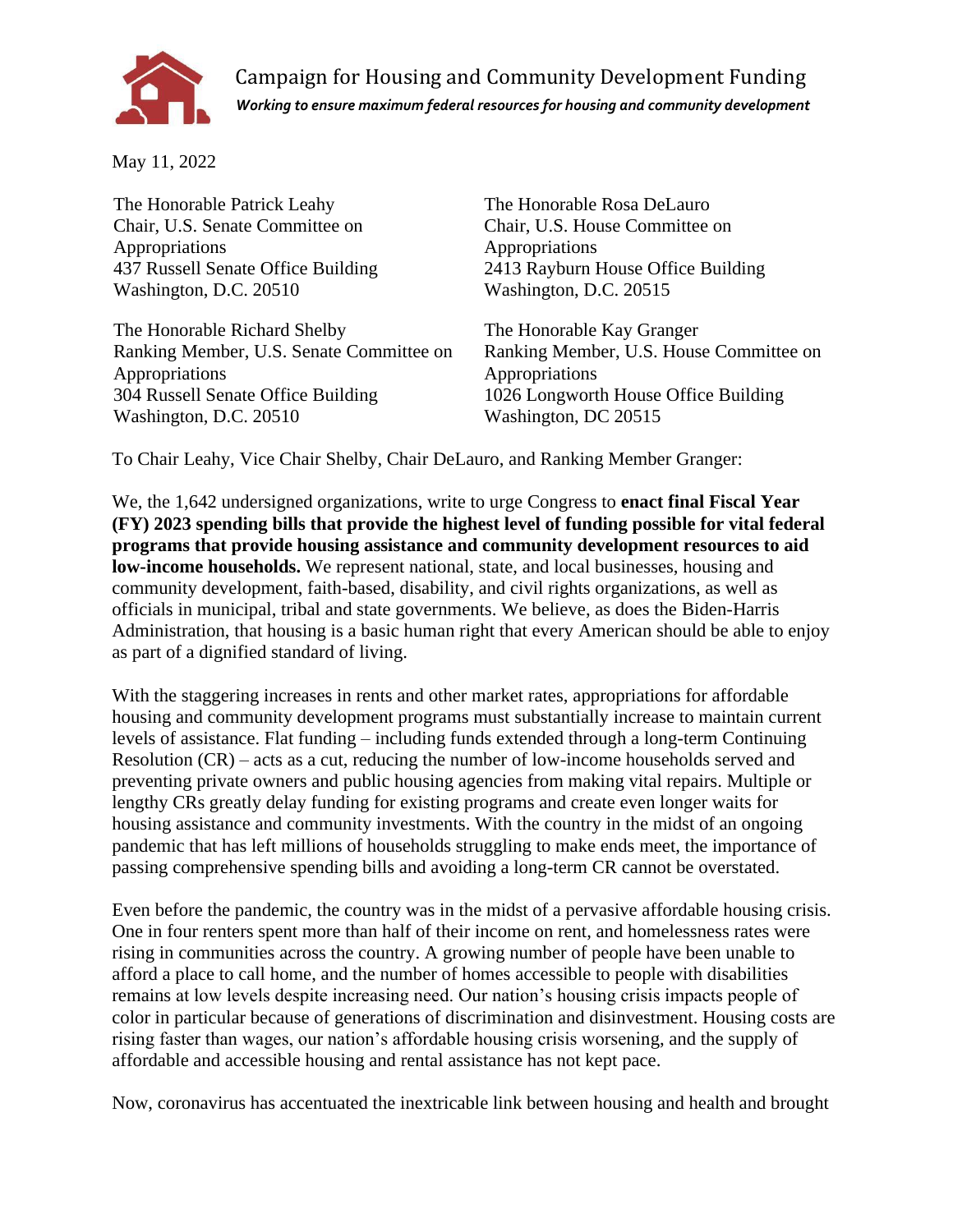Campaign for Housing and Community Development Funding

*Working to ensure maximum federal resources for housing and community development*

May 11, 2022

The Honorable Patrick Leahy
Chair, U.S. Senate Committee on Appropriations
437 Russell Senate Office Building
Washington, D.C. 20510

The Honorable Richard Shelby
Ranking Member, U.S. Senate Committee on Appropriations
304 Russell Senate Office Building
Washington, D.C. 20510

The Honorable Rosa DeLauro
Chair, U.S. House Committee on Appropriations
2413 Rayburn House Office Building
Washington, D.C. 20515

The Honorable Kay Granger
Ranking Member, U.S. House Committee on Appropriations
1026 Longworth House Office Building
Washington, DC 20515

To Chair Leahy, Vice Chair Shelby, Chair DeLauro, and Ranking Member Granger:

We, the 1,642 undersigned organizations, write to urge Congress to **enact final Fiscal Year (FY) 2023 spending bills that provide the highest level of funding possible for vital federal programs that provide housing assistance and community development resources to aid low-income households.** We represent national, state, and local businesses, housing and community development, faith-based, disability, and civil rights organizations, as well as officials in municipal, tribal and state governments. We believe, as does the Biden-Harris Administration, that housing is a basic human right that every American should be able to enjoy as part of a dignified standard of living.

With the staggering increases in rents and other market rates, appropriations for affordable housing and community development programs must substantially increase to maintain current levels of assistance. Flat funding – including funds extended through a long-term Continuing Resolution (CR) – acts as a cut, reducing the number of low-income households served and preventing private owners and public housing agencies from making vital repairs. Multiple or lengthy CRs greatly delay funding for existing programs and create even longer waits for housing assistance and community investments. With the country in the midst of an ongoing pandemic that has left millions of households struggling to make ends meet, the importance of passing comprehensive spending bills and avoiding a long-term CR cannot be overstated.

Even before the pandemic, the country was in the midst of a pervasive affordable housing crisis. One in four renters spent more than half of their income on rent, and homelessness rates were rising in communities across the country. A growing number of people have been unable to afford a place to call home, and the number of homes accessible to people with disabilities remains at low levels despite increasing need. Our nation's housing crisis impacts people of color in particular because of generations of discrimination and disinvestment. Housing costs are rising faster than wages, our nation's affordable housing crisis worsening, and the supply of affordable and accessible housing and rental assistance has not kept pace.

Now, coronavirus has accentuated the inextricable link between housing and health and brought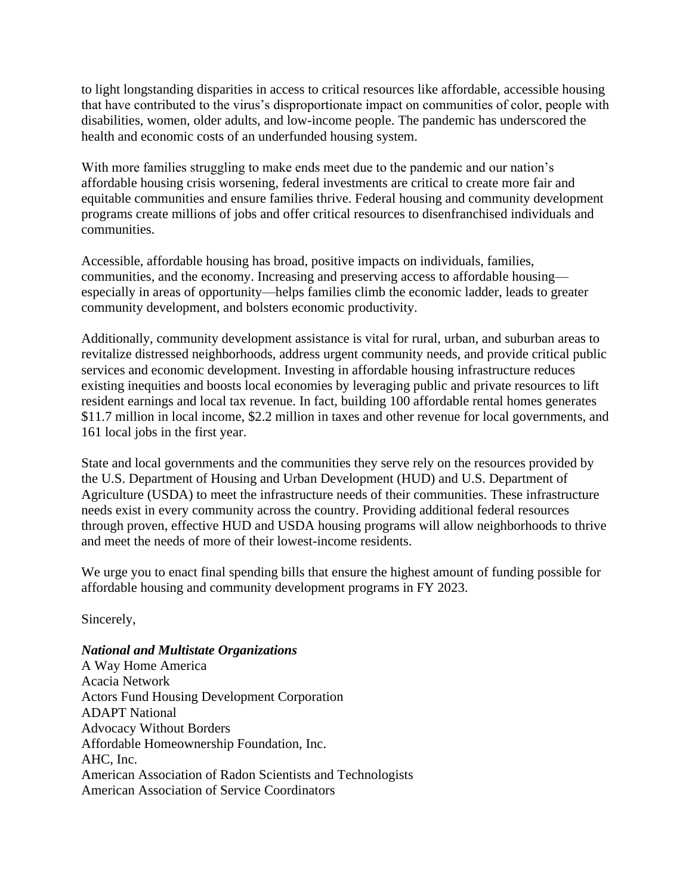to light longstanding disparities in access to critical resources like affordable, accessible housing that have contributed to the virus's disproportionate impact on communities of color, people with disabilities, women, older adults, and low-income people. The pandemic has underscored the health and economic costs of an underfunded housing system.

With more families struggling to make ends meet due to the pandemic and our nation's affordable housing crisis worsening, federal investments are critical to create more fair and equitable communities and ensure families thrive. Federal housing and community development programs create millions of jobs and offer critical resources to disenfranchised individuals and communities.

Accessible, affordable housing has broad, positive impacts on individuals, families, communities, and the economy. Increasing and preserving access to affordable housing—especially in areas of opportunity—helps families climb the economic ladder, leads to greater community development, and bolsters economic productivity.

Additionally, community development assistance is vital for rural, urban, and suburban areas to revitalize distressed neighborhoods, address urgent community needs, and provide critical public services and economic development. Investing in affordable housing infrastructure reduces existing inequities and boosts local economies by leveraging public and private resources to lift resident earnings and local tax revenue. In fact, building 100 affordable rental homes generates $11.7 million in local income, $2.2 million in taxes and other revenue for local governments, and 161 local jobs in the first year.

State and local governments and the communities they serve rely on the resources provided by the U.S. Department of Housing and Urban Development (HUD) and U.S. Department of Agriculture (USDA) to meet the infrastructure needs of their communities. These infrastructure needs exist in every community across the country. Providing additional federal resources through proven, effective HUD and USDA housing programs will allow neighborhoods to thrive and meet the needs of more of their lowest-income residents.

We urge you to enact final spending bills that ensure the highest amount of funding possible for affordable housing and community development programs in FY 2023.

Sincerely,

***National and Multistate Organizations***

A Way Home America
Acacia Network
Actors Fund Housing Development Corporation
ADAPT National
Advocacy Without Borders
Affordable Homeownership Foundation, Inc.
AHC, Inc.
American Association of Radon Scientists and Technologists
American Association of Service Coordinators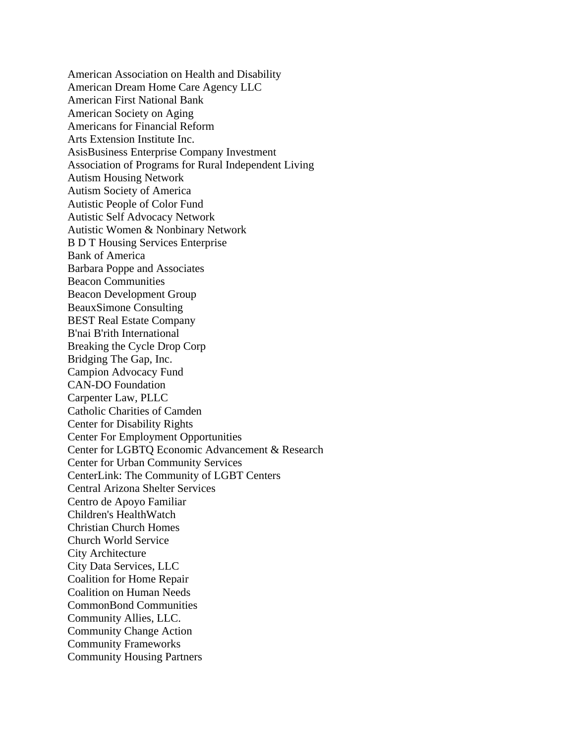American Association on Health and Disability
American Dream Home Care Agency LLC
American First National Bank
American Society on Aging
Americans for Financial Reform
Arts Extension Institute Inc.
AsisBusiness Enterprise Company Investment
Association of Programs for Rural Independent Living
Autism Housing Network
Autism Society of America
Autistic People of Color Fund
Autistic Self Advocacy Network
Autistic Women & Nonbinary Network
B D T Housing Services Enterprise
Bank of America
Barbara Poppe and Associates
Beacon Communities
Beacon Development Group
BeauxSimone Consulting
BEST Real Estate Company
B'nai B'rith International
Breaking the Cycle Drop Corp
Bridging The Gap, Inc.
Campion Advocacy Fund
CAN-DO Foundation
Carpenter Law, PLLC
Catholic Charities of Camden
Center for Disability Rights
Center For Employment Opportunities
Center for LGBTQ Economic Advancement & Research
Center for Urban Community Services
CenterLink: The Community of LGBT Centers
Central Arizona Shelter Services
Centro de Apoyo Familiar
Children's HealthWatch
Christian Church Homes
Church World Service
City Architecture
City Data Services, LLC
Coalition for Home Repair
Coalition on Human Needs
CommonBond Communities
Community Allies, LLC.
Community Change Action
Community Frameworks
Community Housing Partners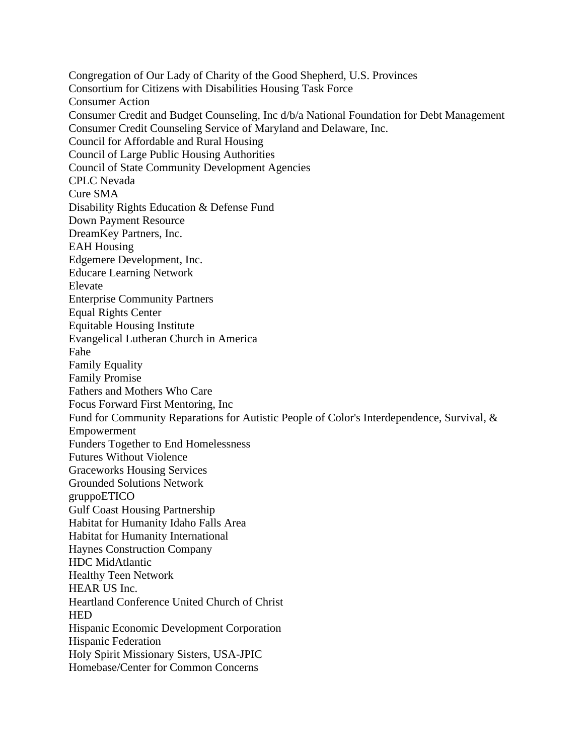Congregation of Our Lady of Charity of the Good Shepherd, U.S. Provinces
Consortium for Citizens with Disabilities Housing Task Force
Consumer Action
Consumer Credit and Budget Counseling, Inc d/b/a National Foundation for Debt Management
Consumer Credit Counseling Service of Maryland and Delaware, Inc.
Council for Affordable and Rural Housing
Council of Large Public Housing Authorities
Council of State Community Development Agencies
CPLC Nevada
Cure SMA
Disability Rights Education & Defense Fund
Down Payment Resource
DreamKey Partners, Inc.
EAH Housing
Edgemere Development, Inc.
Educare Learning Network
Elevate
Enterprise Community Partners
Equal Rights Center
Equitable Housing Institute
Evangelical Lutheran Church in America
Fahe
Family Equality
Family Promise
Fathers and Mothers Who Care
Focus Forward First Mentoring, Inc
Fund for Community Reparations for Autistic People of Color's Interdependence, Survival, & Empowerment
Funders Together to End Homelessness
Futures Without Violence
Graceworks Housing Services
Grounded Solutions Network
gruppoETICO
Gulf Coast Housing Partnership
Habitat for Humanity Idaho Falls Area
Habitat for Humanity International
Haynes Construction Company
HDC MidAtlantic
Healthy Teen Network
HEAR US Inc.
Heartland Conference United Church of Christ
HED
Hispanic Economic Development Corporation
Hispanic Federation
Holy Spirit Missionary Sisters, USA-JPIC
Homebase/Center for Common Concerns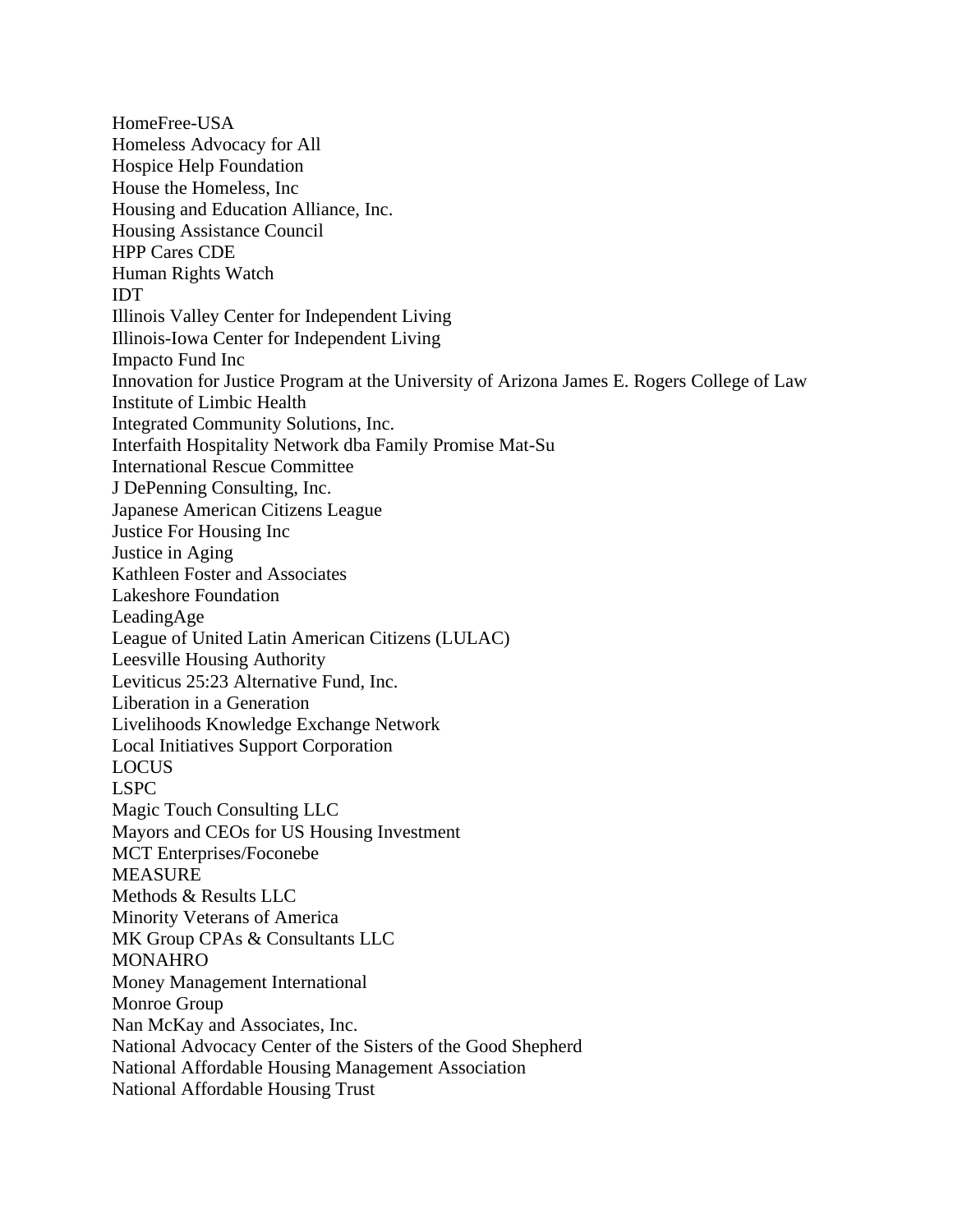HomeFree-USA
Homeless Advocacy for All
Hospice Help Foundation
House the Homeless, Inc
Housing and Education Alliance, Inc.
Housing Assistance Council
HPP Cares CDE
Human Rights Watch
IDT
Illinois Valley Center for Independent Living
Illinois-Iowa Center for Independent Living
Impacto Fund Inc
Innovation for Justice Program at the University of Arizona James E. Rogers College of Law
Institute of Limbic Health
Integrated Community Solutions, Inc.
Interfaith Hospitality Network dba Family Promise Mat-Su
International Rescue Committee
J DePenning Consulting, Inc.
Japanese American Citizens League
Justice For Housing Inc
Justice in Aging
Kathleen Foster and Associates
Lakeshore Foundation
LeadingAge
League of United Latin American Citizens (LULAC)
Leesville Housing Authority
Leviticus 25:23 Alternative Fund, Inc.
Liberation in a Generation
Livelihoods Knowledge Exchange Network
Local Initiatives Support Corporation
LOCUS
LSPC
Magic Touch Consulting LLC
Mayors and CEOs for US Housing Investment
MCT Enterprises/Foconebe
MEASURE
Methods & Results LLC
Minority Veterans of America
MK Group CPAs & Consultants LLC
MONAHRO
Money Management International
Monroe Group
Nan McKay and Associates, Inc.
National Advocacy Center of the Sisters of the Good Shepherd
National Affordable Housing Management Association
National Affordable Housing Trust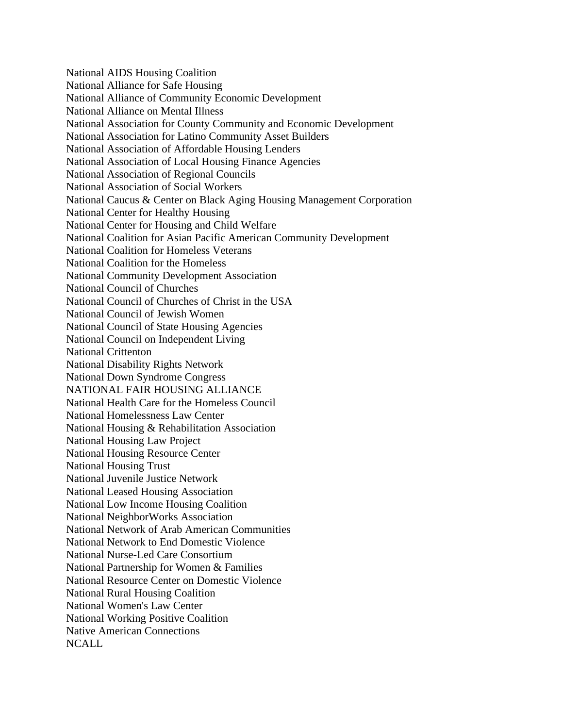National AIDS Housing Coalition
National Alliance for Safe Housing
National Alliance of Community Economic Development
National Alliance on Mental Illness
National Association for County Community and Economic Development
National Association for Latino Community Asset Builders
National Association of Affordable Housing Lenders
National Association of Local Housing Finance Agencies
National Association of Regional Councils
National Association of Social Workers
National Caucus & Center on Black Aging Housing Management Corporation
National Center for Healthy Housing
National Center for Housing and Child Welfare
National Coalition for Asian Pacific American Community Development
National Coalition for Homeless Veterans
National Coalition for the Homeless
National Community Development Association
National Council of Churches
National Council of Churches of Christ in the USA
National Council of Jewish Women
National Council of State Housing Agencies
National Council on Independent Living
National Crittenton
National Disability Rights Network
National Down Syndrome Congress
NATIONAL FAIR HOUSING ALLIANCE
National Health Care for the Homeless Council
National Homelessness Law Center
National Housing & Rehabilitation Association
National Housing Law Project
National Housing Resource Center
National Housing Trust
National Juvenile Justice Network
National Leased Housing Association
National Low Income Housing Coalition
National NeighborWorks Association
National Network of Arab American Communities
National Network to End Domestic Violence
National Nurse-Led Care Consortium
National Partnership for Women & Families
National Resource Center on Domestic Violence
National Rural Housing Coalition
National Women's Law Center
National Working Positive Coalition
Native American Connections
NCALL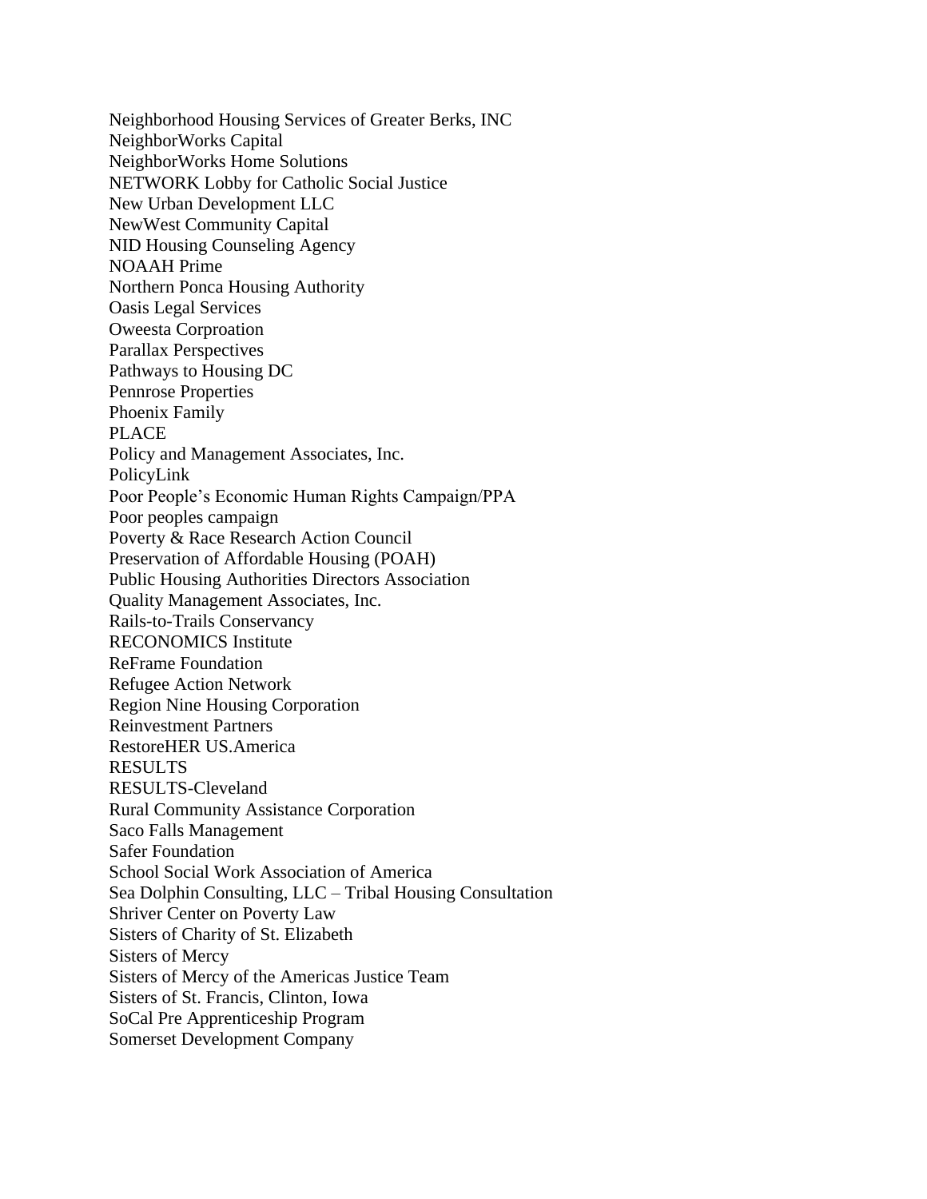Neighborhood Housing Services of Greater Berks, INC
NeighborWorks Capital
NeighborWorks Home Solutions
NETWORK Lobby for Catholic Social Justice
New Urban Development LLC
NewWest Community Capital
NID Housing Counseling Agency
NOAAH Prime
Northern Ponca Housing Authority
Oasis Legal Services
Oweesta Corproation
Parallax Perspectives
Pathways to Housing DC
Pennrose Properties
Phoenix Family
PLACE
Policy and Management Associates, Inc.
PolicyLink
Poor People's Economic Human Rights Campaign/PPA
Poor peoples campaign
Poverty & Race Research Action Council
Preservation of Affordable Housing (POAH)
Public Housing Authorities Directors Association
Quality Management Associates, Inc.
Rails-to-Trails Conservancy
RECONOMICS Institute
ReFrame Foundation
Refugee Action Network
Region Nine Housing Corporation
Reinvestment Partners
RestoreHER US.America
RESULTS
RESULTS-Cleveland
Rural Community Assistance Corporation
Saco Falls Management
Safer Foundation
School Social Work Association of America
Sea Dolphin Consulting, LLC – Tribal Housing Consultation
Shriver Center on Poverty Law
Sisters of Charity of St. Elizabeth
Sisters of Mercy
Sisters of Mercy of the Americas Justice Team
Sisters of St. Francis, Clinton, Iowa
SoCal Pre Apprenticeship Program
Somerset Development Company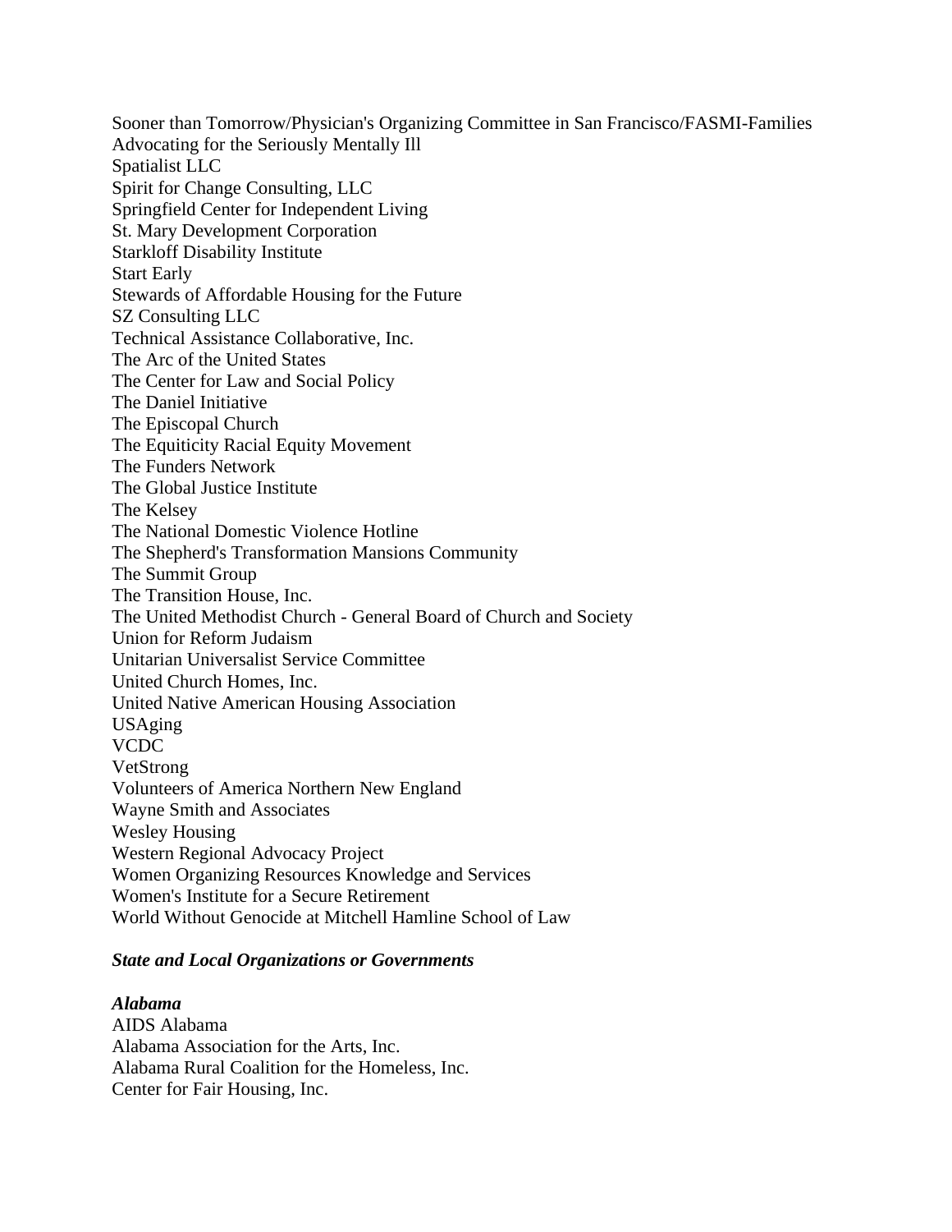Sooner than Tomorrow/Physician's Organizing Committee in San Francisco/FASMI-Families Advocating for the Seriously Mentally Ill
Spatialist LLC
Spirit for Change Consulting, LLC
Springfield Center for Independent Living
St. Mary Development Corporation
Starkloff Disability Institute
Start Early
Stewards of Affordable Housing for the Future
SZ Consulting LLC
Technical Assistance Collaborative, Inc.
The Arc of the United States
The Center for Law and Social Policy
The Daniel Initiative
The Episcopal Church
The Equiticity Racial Equity Movement
The Funders Network
The Global Justice Institute
The Kelsey
The National Domestic Violence Hotline
The Shepherd's Transformation Mansions Community
The Summit Group
The Transition House, Inc.
The United Methodist Church - General Board of Church and Society
Union for Reform Judaism
Unitarian Universalist Service Committee
United Church Homes, Inc.
United Native American Housing Association
USAging
VCDC
VetStrong
Volunteers of America Northern New England
Wayne Smith and Associates
Wesley Housing
Western Regional Advocacy Project
Women Organizing Resources Knowledge and Services
Women's Institute for a Secure Retirement
World Without Genocide at Mitchell Hamline School of Law

***State and Local Organizations or Governments***

***Alabama***
AIDS Alabama
Alabama Association for the Arts, Inc.
Alabama Rural Coalition for the Homeless, Inc.
Center for Fair Housing, Inc.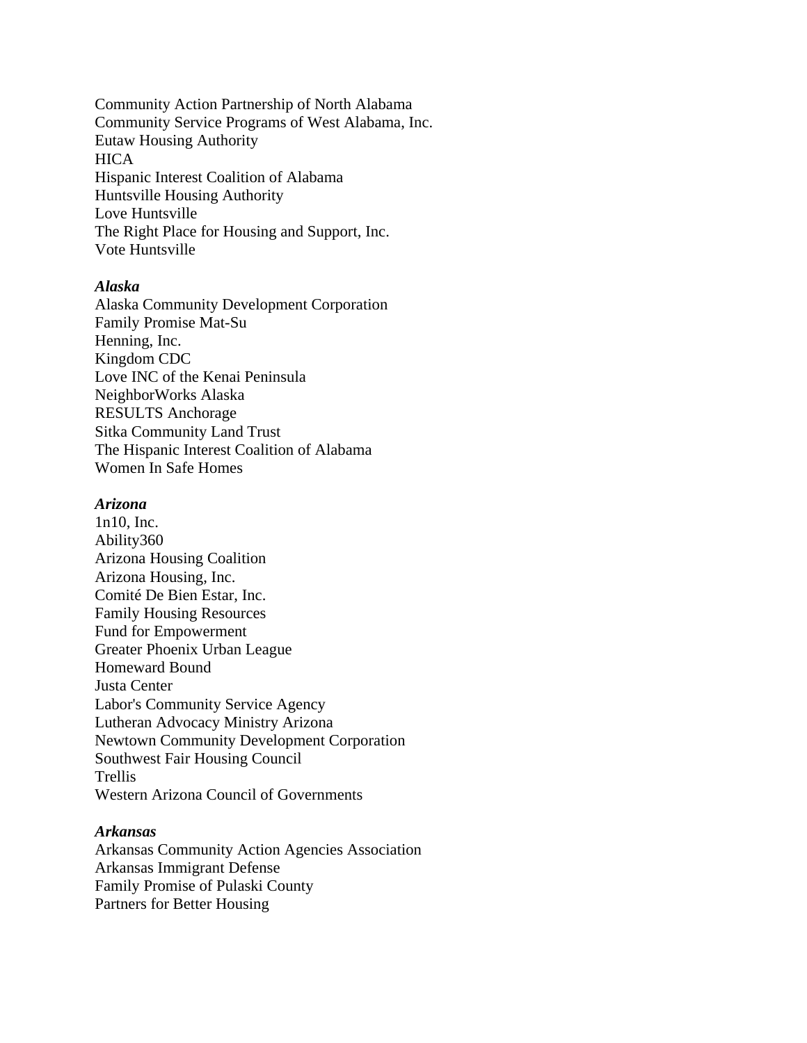Community Action Partnership of North Alabama
Community Service Programs of West Alabama, Inc.
Eutaw Housing Authority
HICA
Hispanic Interest Coalition of Alabama
Huntsville Housing Authority
Love Huntsville
The Right Place for Housing and Support, Inc.
Vote Huntsville

***Alaska***
Alaska Community Development Corporation
Family Promise Mat-Su
Henning, Inc.
Kingdom CDC
Love INC of the Kenai Peninsula
NeighborWorks Alaska
RESULTS Anchorage
Sitka Community Land Trust
The Hispanic Interest Coalition of Alabama
Women In Safe Homes

***Arizona***
1n10, Inc.
Ability360
Arizona Housing Coalition
Arizona Housing, Inc.
Comité De Bien Estar, Inc.
Family Housing Resources
Fund for Empowerment
Greater Phoenix Urban League
Homeward Bound
Justa Center
Labor's Community Service Agency
Lutheran Advocacy Ministry Arizona
Newtown Community Development Corporation
Southwest Fair Housing Council
Trellis
Western Arizona Council of Governments

***Arkansas***
Arkansas Community Action Agencies Association
Arkansas Immigrant Defense
Family Promise of Pulaski County
Partners for Better Housing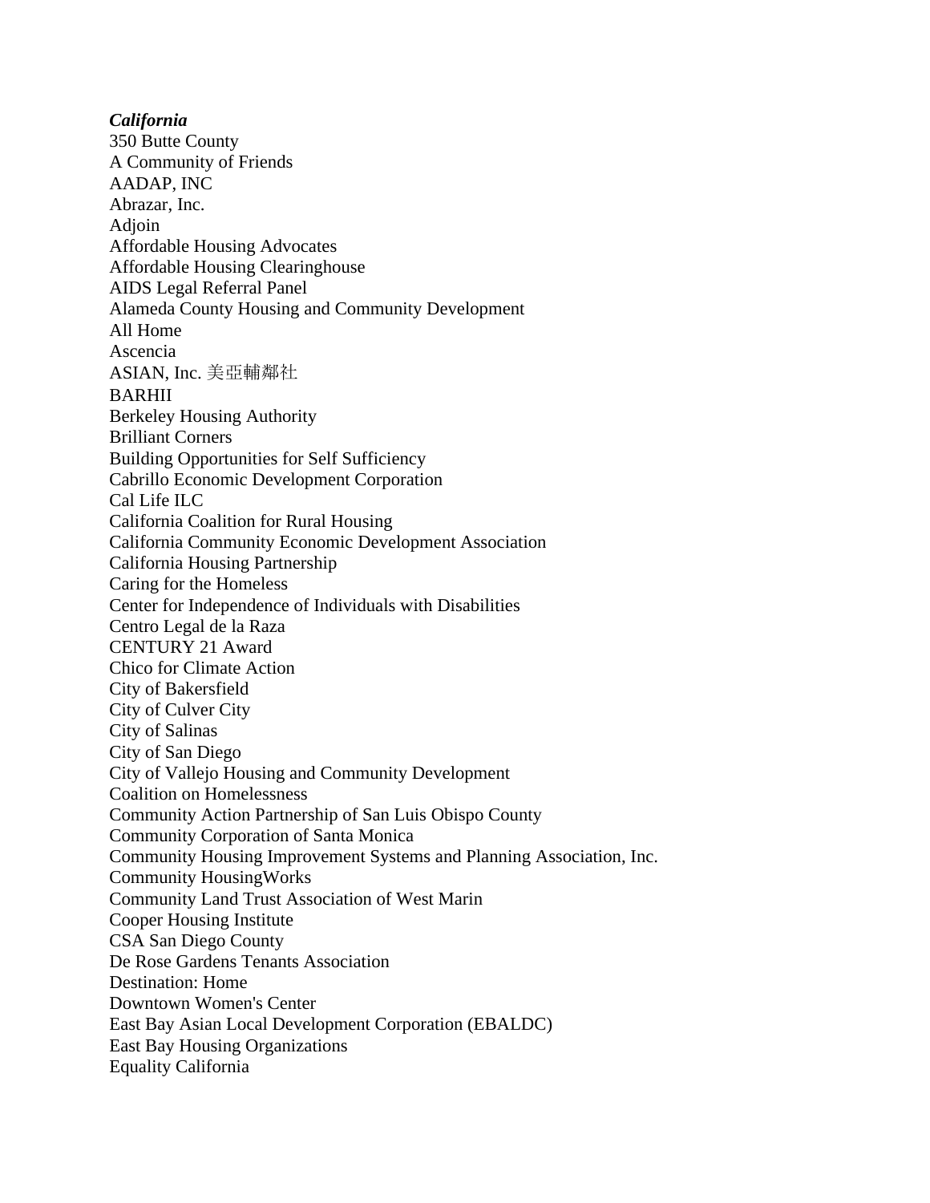***California***

350 Butte County
A Community of Friends
AADAP, INC
Abrazar, Inc.
Adjoin
Affordable Housing Advocates
Affordable Housing Clearinghouse
AIDS Legal Referral Panel
Alameda County Housing and Community Development
All Home
Ascencia
ASIAN, Inc. 美亞輔鄰社
BARHII
Berkeley Housing Authority
Brilliant Corners
Building Opportunities for Self Sufficiency
Cabrillo Economic Development Corporation
Cal Life ILC
California Coalition for Rural Housing
California Community Economic Development Association
California Housing Partnership
Caring for the Homeless
Center for Independence of Individuals with Disabilities
Centro Legal de la Raza
CENTURY 21 Award
Chico for Climate Action
City of Bakersfield
City of Culver City
City of Salinas
City of San Diego
City of Vallejo Housing and Community Development
Coalition on Homelessness
Community Action Partnership of San Luis Obispo County
Community Corporation of Santa Monica
Community Housing Improvement Systems and Planning Association, Inc.
Community HousingWorks
Community Land Trust Association of West Marin
Cooper Housing Institute
CSA San Diego County
De Rose Gardens Tenants Association
Destination: Home
Downtown Women's Center
East Bay Asian Local Development Corporation (EBALDC)
East Bay Housing Organizations
Equality California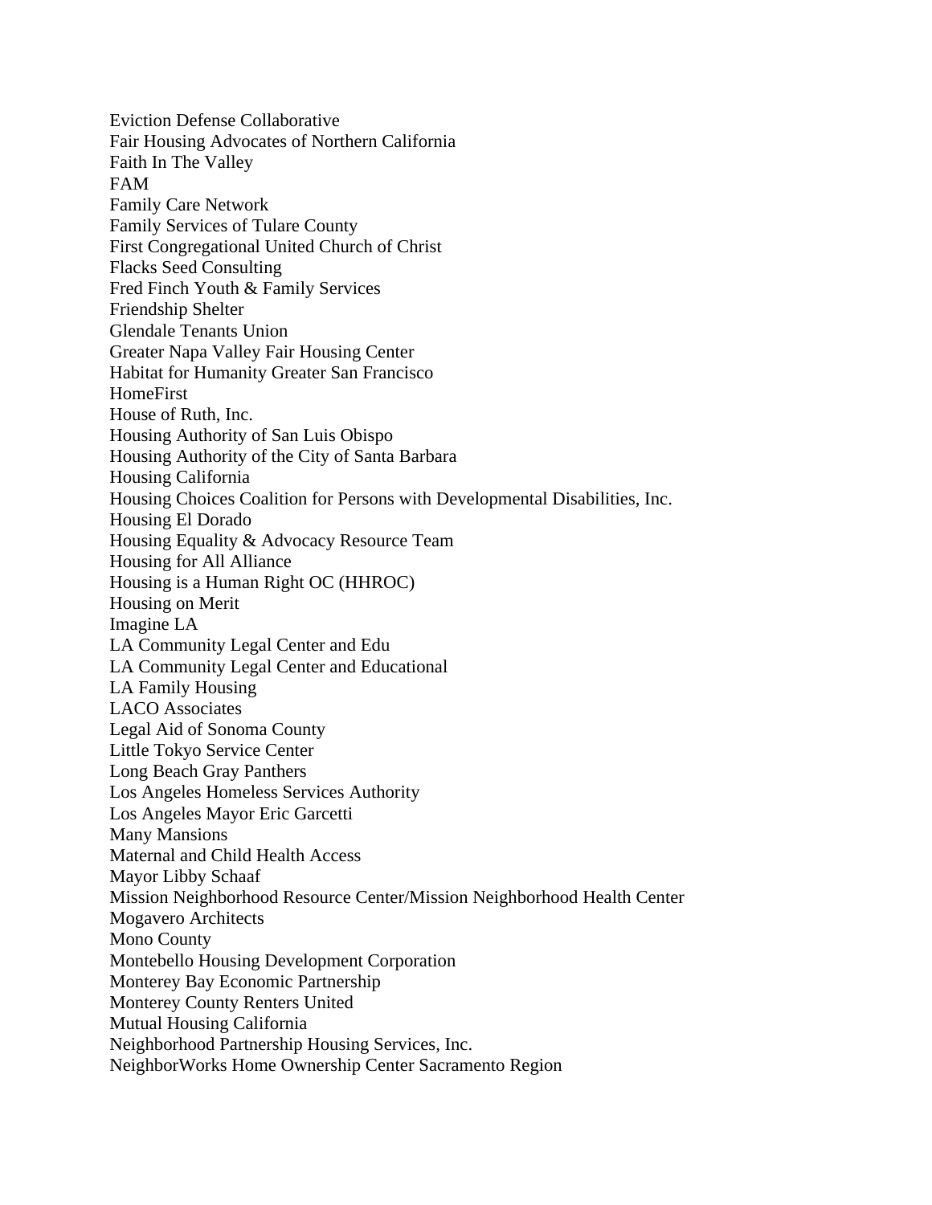Eviction Defense Collaborative
Fair Housing Advocates of Northern California
Faith In The Valley
FAM
Family Care Network
Family Services of Tulare County
First Congregational United Church of Christ
Flacks Seed Consulting
Fred Finch Youth & Family Services
Friendship Shelter
Glendale Tenants Union
Greater Napa Valley Fair Housing Center
Habitat for Humanity Greater San Francisco
HomeFirst
House of Ruth, Inc.
Housing Authority of San Luis Obispo
Housing Authority of the City of Santa Barbara
Housing California
Housing Choices Coalition for Persons with Developmental Disabilities, Inc.
Housing El Dorado
Housing Equality & Advocacy Resource Team
Housing for All Alliance
Housing is a Human Right OC (HHROC)
Housing on Merit
Imagine LA
LA Community Legal Center and Edu
LA Community Legal Center and Educational
LA Family Housing
LACO Associates
Legal Aid of Sonoma County
Little Tokyo Service Center
Long Beach Gray Panthers
Los Angeles Homeless Services Authority
Los Angeles Mayor Eric Garcetti
Many Mansions
Maternal and Child Health Access
Mayor Libby Schaaf
Mission Neighborhood Resource Center/Mission Neighborhood Health Center
Mogavero Architects
Mono County
Montebello Housing Development Corporation
Monterey Bay Economic Partnership
Monterey County Renters United
Mutual Housing California
Neighborhood Partnership Housing Services, Inc.
NeighborWorks Home Ownership Center Sacramento Region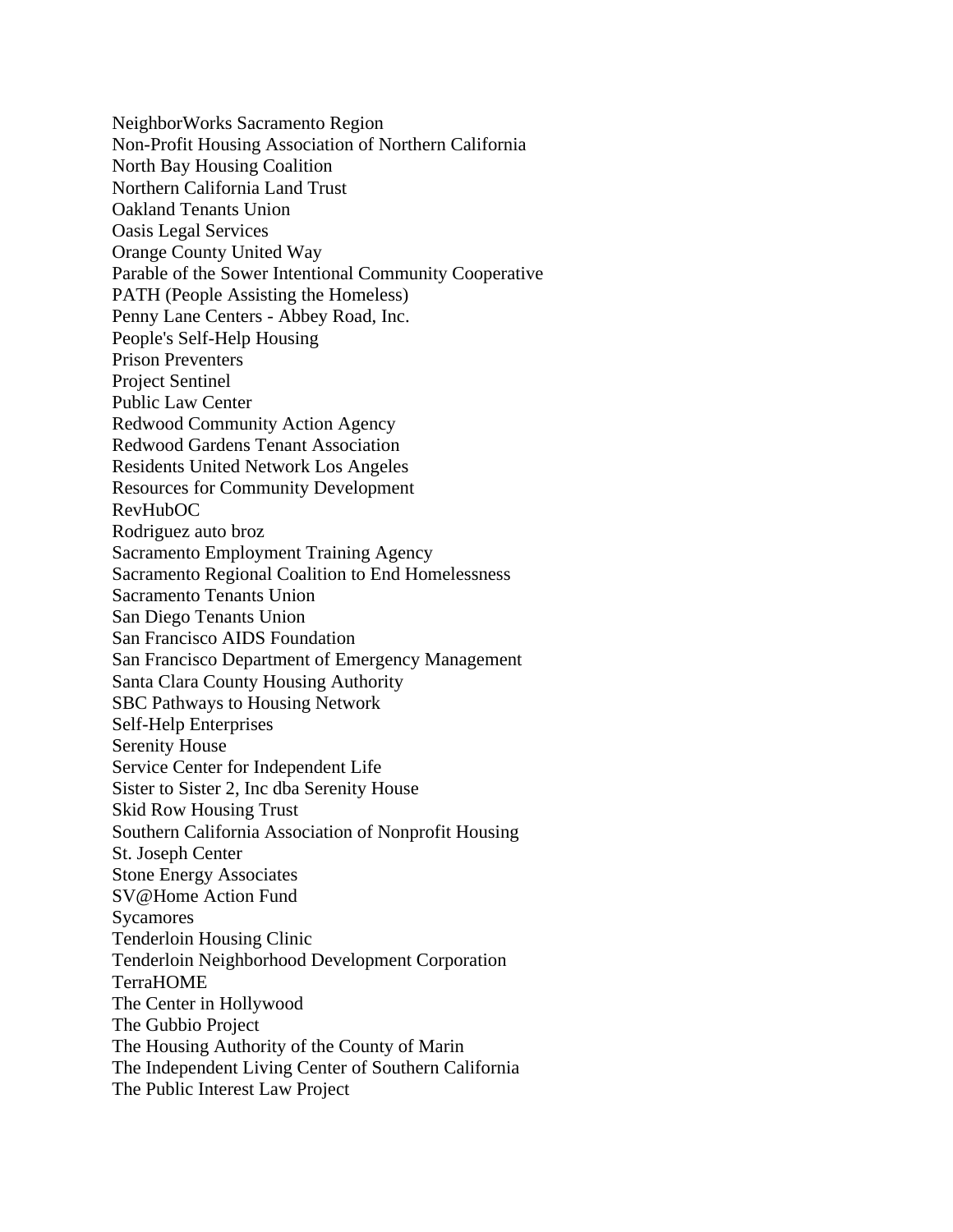NeighborWorks Sacramento Region
Non-Profit Housing Association of Northern California
North Bay Housing Coalition
Northern California Land Trust
Oakland Tenants Union
Oasis Legal Services
Orange County United Way
Parable of the Sower Intentional Community Cooperative
PATH (People Assisting the Homeless)
Penny Lane Centers - Abbey Road, Inc.
People's Self-Help Housing
Prison Preventers
Project Sentinel
Public Law Center
Redwood Community Action Agency
Redwood Gardens Tenant Association
Residents United Network Los Angeles
Resources for Community Development
RevHubOC
Rodriguez auto broz
Sacramento Employment Training Agency
Sacramento Regional Coalition to End Homelessness
Sacramento Tenants Union
San Diego Tenants Union
San Francisco AIDS Foundation
San Francisco Department of Emergency Management
Santa Clara County Housing Authority
SBC Pathways to Housing Network
Self-Help Enterprises
Serenity House
Service Center for Independent Life
Sister to Sister 2, Inc dba Serenity House
Skid Row Housing Trust
Southern California Association of Nonprofit Housing
St. Joseph Center
Stone Energy Associates
SV@Home Action Fund
Sycamores
Tenderloin Housing Clinic
Tenderloin Neighborhood Development Corporation
TerraHOME
The Center in Hollywood
The Gubbio Project
The Housing Authority of the County of Marin
The Independent Living Center of Southern California
The Public Interest Law Project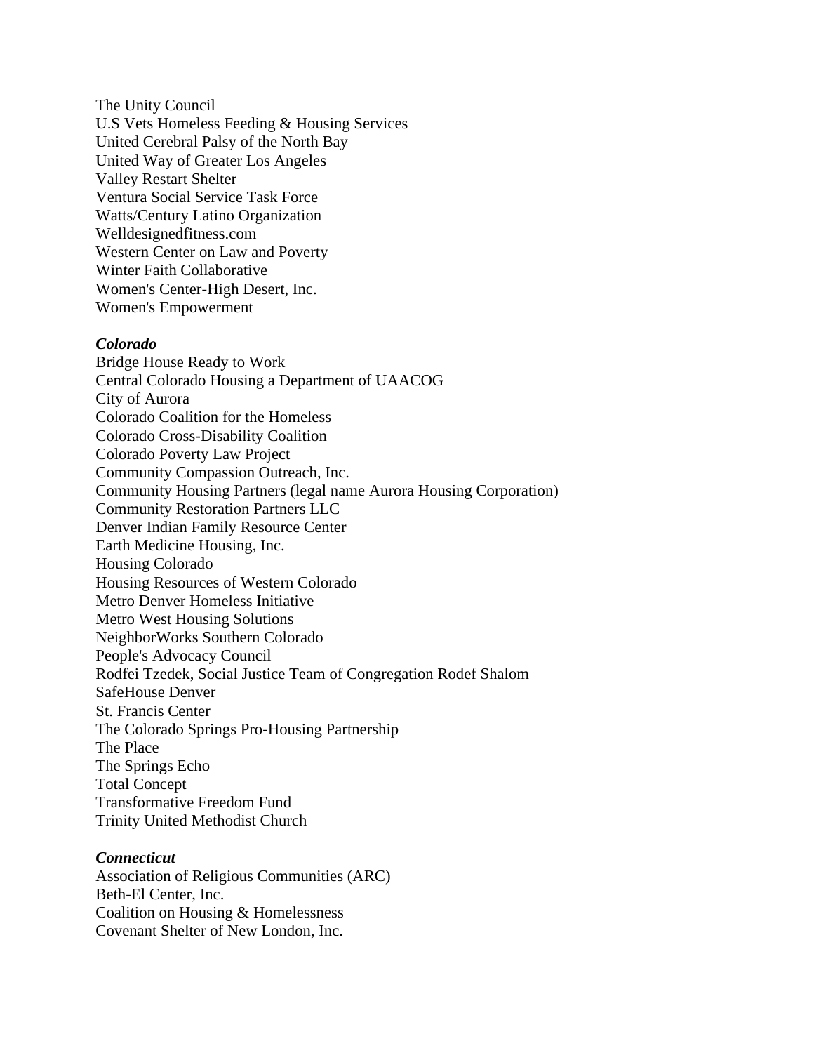The Unity Council
U.S Vets Homeless Feeding & Housing Services
United Cerebral Palsy of the North Bay
United Way of Greater Los Angeles
Valley Restart Shelter
Ventura Social Service Task Force
Watts/Century Latino Organization
Welldesignedfitness.com
Western Center on Law and Poverty
Winter Faith Collaborative
Women's Center-High Desert, Inc.
Women's Empowerment

***Colorado***

Bridge House Ready to Work
Central Colorado Housing a Department of UAACOG
City of Aurora
Colorado Coalition for the Homeless
Colorado Cross-Disability Coalition
Colorado Poverty Law Project
Community Compassion Outreach, Inc.
Community Housing Partners (legal name Aurora Housing Corporation)
Community Restoration Partners LLC
Denver Indian Family Resource Center
Earth Medicine Housing, Inc.
Housing Colorado
Housing Resources of Western Colorado
Metro Denver Homeless Initiative
Metro West Housing Solutions
NeighborWorks Southern Colorado
People's Advocacy Council
Rodfei Tzedek, Social Justice Team of Congregation Rodef Shalom
SafeHouse Denver
St. Francis Center
The Colorado Springs Pro-Housing Partnership
The Place
The Springs Echo
Total Concept
Transformative Freedom Fund
Trinity United Methodist Church

***Connecticut***

Association of Religious Communities (ARC)
Beth-El Center, Inc.
Coalition on Housing & Homelessness
Covenant Shelter of New London, Inc.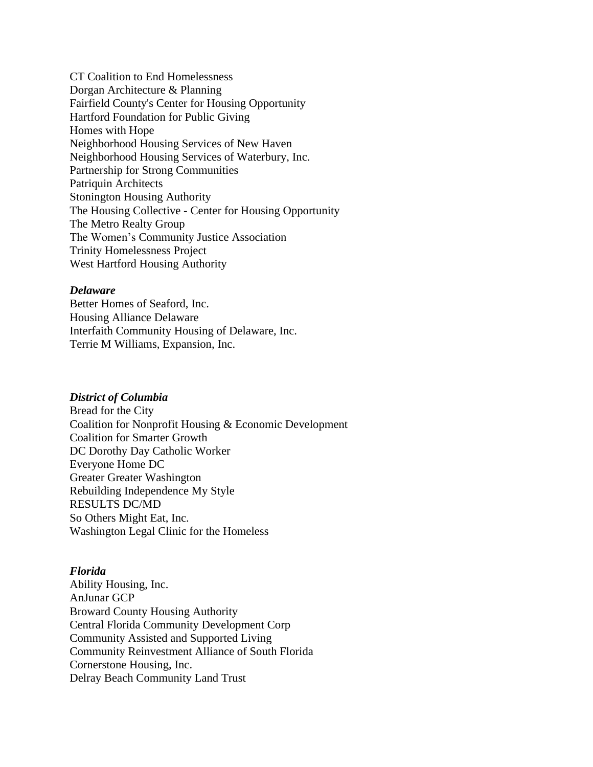CT Coalition to End Homelessness
Dorgan Architecture & Planning
Fairfield County's Center for Housing Opportunity
Hartford Foundation for Public Giving
Homes with Hope
Neighborhood Housing Services of New Haven
Neighborhood Housing Services of Waterbury, Inc.
Partnership for Strong Communities
Patriquin Architects
Stonington Housing Authority
The Housing Collective - Center for Housing Opportunity
The Metro Realty Group
The Women's Community Justice Association
Trinity Homelessness Project
West Hartford Housing Authority

***Delaware***
Better Homes of Seaford, Inc.
Housing Alliance Delaware
Interfaith Community Housing of Delaware, Inc.
Terrie M Williams, Expansion, Inc.

***District of Columbia***
Bread for the City
Coalition for Nonprofit Housing & Economic Development
Coalition for Smarter Growth
DC Dorothy Day Catholic Worker
Everyone Home DC
Greater Greater Washington
Rebuilding Independence My Style
RESULTS DC/MD
So Others Might Eat, Inc.
Washington Legal Clinic for the Homeless

***Florida***
Ability Housing, Inc.
AnJunar GCP
Broward County Housing Authority
Central Florida Community Development Corp
Community Assisted and Supported Living
Community Reinvestment Alliance of South Florida
Cornerstone Housing, Inc.
Delray Beach Community Land Trust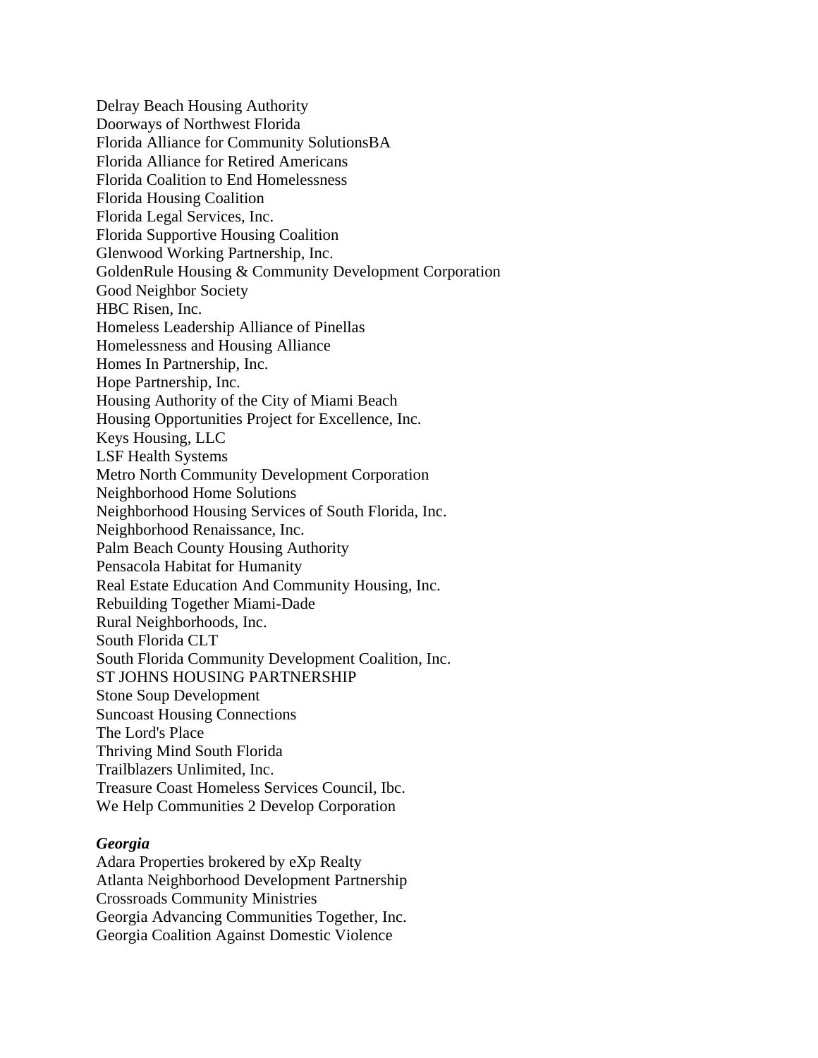Delray Beach Housing Authority
Doorways of Northwest Florida
Florida Alliance for Community SolutionsBA
Florida Alliance for Retired Americans
Florida Coalition to End Homelessness
Florida Housing Coalition
Florida Legal Services, Inc.
Florida Supportive Housing Coalition
Glenwood Working Partnership, Inc.
GoldenRule Housing & Community Development Corporation
Good Neighbor Society
HBC Risen, Inc.
Homeless Leadership Alliance of Pinellas
Homelessness and Housing Alliance
Homes In Partnership, Inc.
Hope Partnership, Inc.
Housing Authority of the City of Miami Beach
Housing Opportunities Project for Excellence, Inc.
Keys Housing, LLC
LSF Health Systems
Metro North Community Development Corporation
Neighborhood Home Solutions
Neighborhood Housing Services of South Florida, Inc.
Neighborhood Renaissance, Inc.
Palm Beach County Housing Authority
Pensacola Habitat for Humanity
Real Estate Education And Community Housing, Inc.
Rebuilding Together Miami-Dade
Rural Neighborhoods, Inc.
South Florida CLT
South Florida Community Development Coalition, Inc.
ST JOHNS HOUSING PARTNERSHIP
Stone Soup Development
Suncoast Housing Connections
The Lord's Place
Thriving Mind South Florida
Trailblazers Unlimited, Inc.
Treasure Coast Homeless Services Council, Ibc.
We Help Communities 2 Develop Corporation

***Georgia***

Adara Properties brokered by eXp Realty
Atlanta Neighborhood Development Partnership
Crossroads Community Ministries
Georgia Advancing Communities Together, Inc.
Georgia Coalition Against Domestic Violence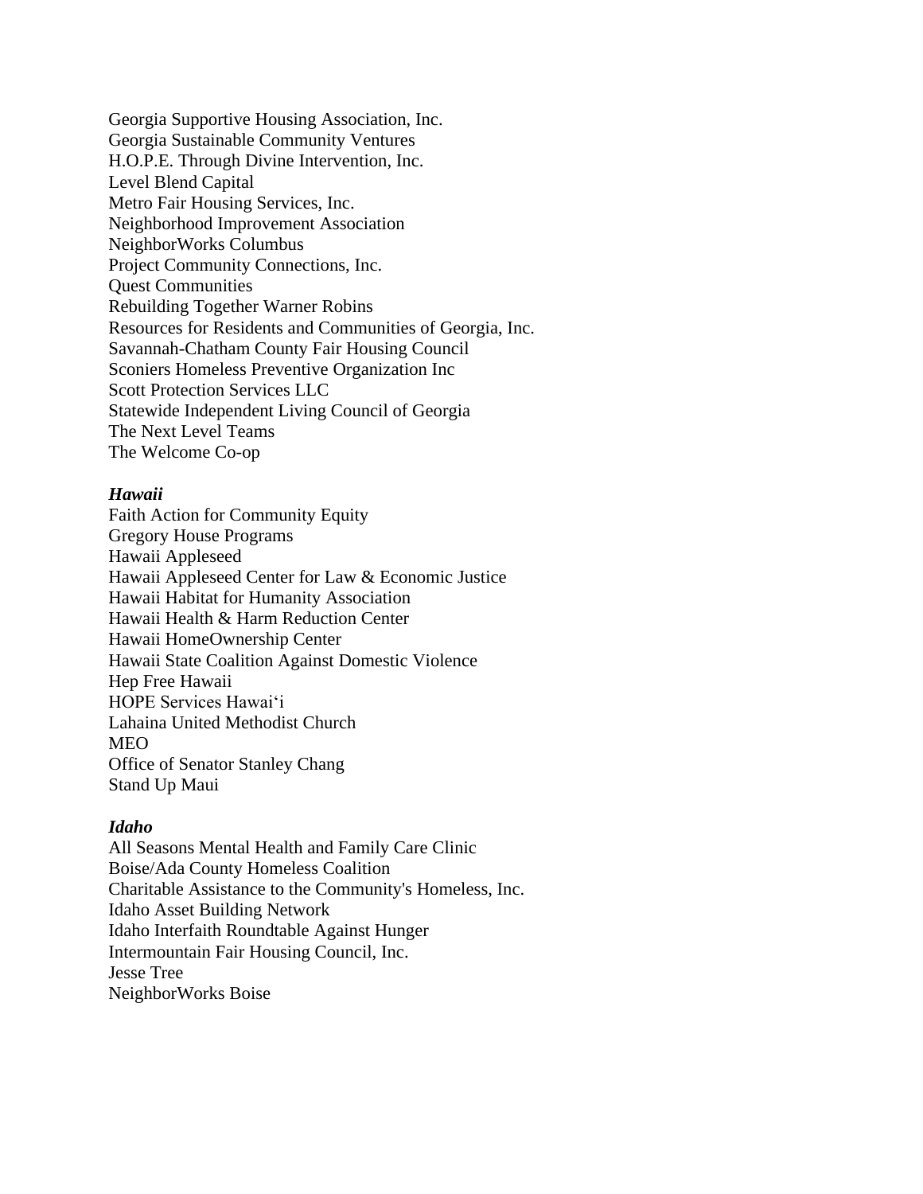Georgia Supportive Housing Association, Inc.
Georgia Sustainable Community Ventures
H.O.P.E. Through Divine Intervention, Inc.
Level Blend Capital
Metro Fair Housing Services, Inc.
Neighborhood Improvement Association
NeighborWorks Columbus
Project Community Connections, Inc.
Quest Communities
Rebuilding Together Warner Robins
Resources for Residents and Communities of Georgia, Inc.
Savannah-Chatham County Fair Housing Council
Sconiers Homeless Preventive Organization Inc
Scott Protection Services LLC
Statewide Independent Living Council of Georgia
The Next Level Teams
The Welcome Co-op

***Hawaii***
Faith Action for Community Equity
Gregory House Programs
Hawaii Appleseed
Hawaii Appleseed Center for Law & Economic Justice
Hawaii Habitat for Humanity Association
Hawaii Health & Harm Reduction Center
Hawaii HomeOwnership Center
Hawaii State Coalition Against Domestic Violence
Hep Free Hawaii
HOPE Services Hawaiʻi
Lahaina United Methodist Church
MEO
Office of Senator Stanley Chang
Stand Up Maui

***Idaho***
All Seasons Mental Health and Family Care Clinic
Boise/Ada County Homeless Coalition
Charitable Assistance to the Community's Homeless, Inc.
Idaho Asset Building Network
Idaho Interfaith Roundtable Against Hunger
Intermountain Fair Housing Council, Inc.
Jesse Tree
NeighborWorks Boise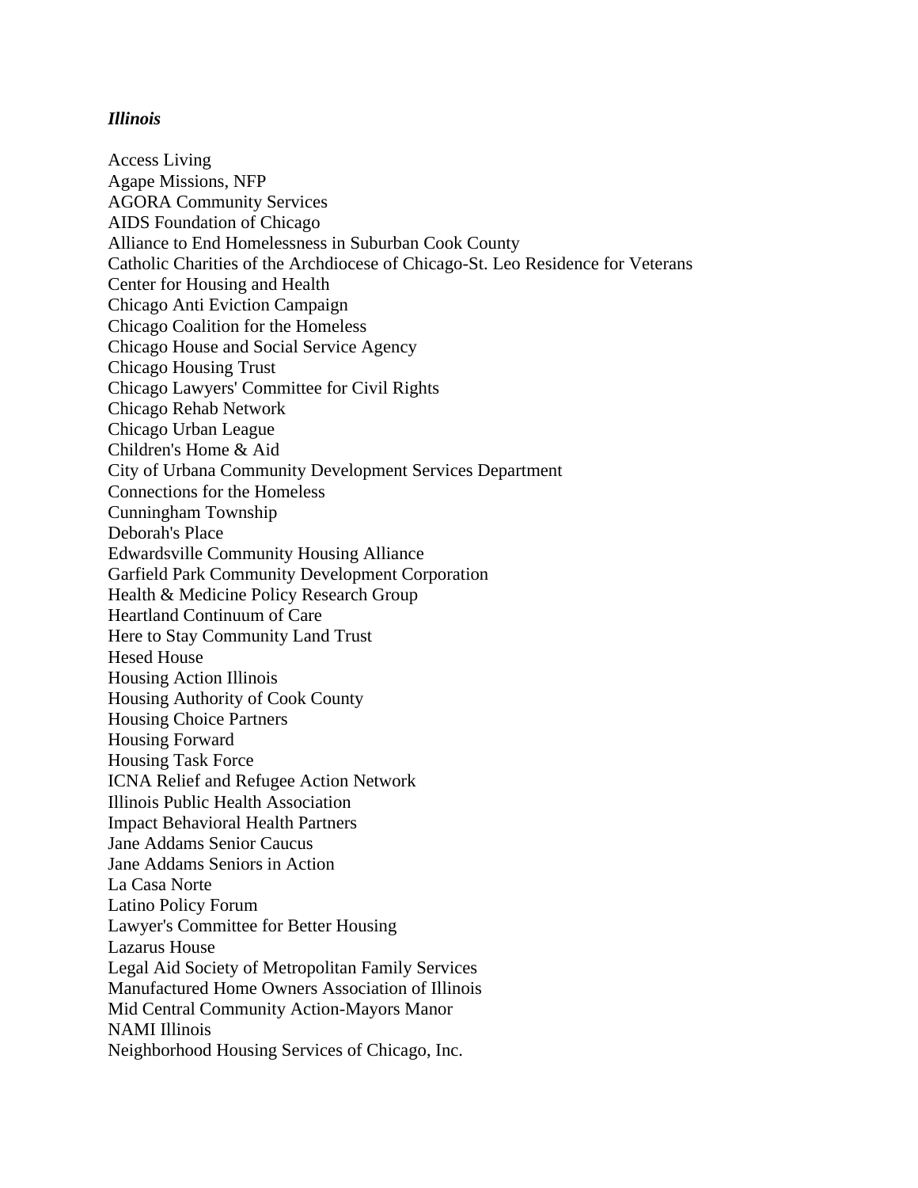***Illinois***

Access Living
Agape Missions, NFP
AGORA Community Services
AIDS Foundation of Chicago
Alliance to End Homelessness in Suburban Cook County
Catholic Charities of the Archdiocese of Chicago-St. Leo Residence for Veterans
Center for Housing and Health
Chicago Anti Eviction Campaign
Chicago Coalition for the Homeless
Chicago House and Social Service Agency
Chicago Housing Trust
Chicago Lawyers' Committee for Civil Rights
Chicago Rehab Network
Chicago Urban League
Children's Home & Aid
City of Urbana Community Development Services Department
Connections for the Homeless
Cunningham Township
Deborah's Place
Edwardsville Community Housing Alliance
Garfield Park Community Development Corporation
Health & Medicine Policy Research Group
Heartland Continuum of Care
Here to Stay Community Land Trust
Hesed House
Housing Action Illinois
Housing Authority of Cook County
Housing Choice Partners
Housing Forward
Housing Task Force
ICNA Relief and Refugee Action Network
Illinois Public Health Association
Impact Behavioral Health Partners
Jane Addams Senior Caucus
Jane Addams Seniors in Action
La Casa Norte
Latino Policy Forum
Lawyer's Committee for Better Housing
Lazarus House
Legal Aid Society of Metropolitan Family Services
Manufactured Home Owners Association of Illinois
Mid Central Community Action-Mayors Manor
NAMI Illinois
Neighborhood Housing Services of Chicago, Inc.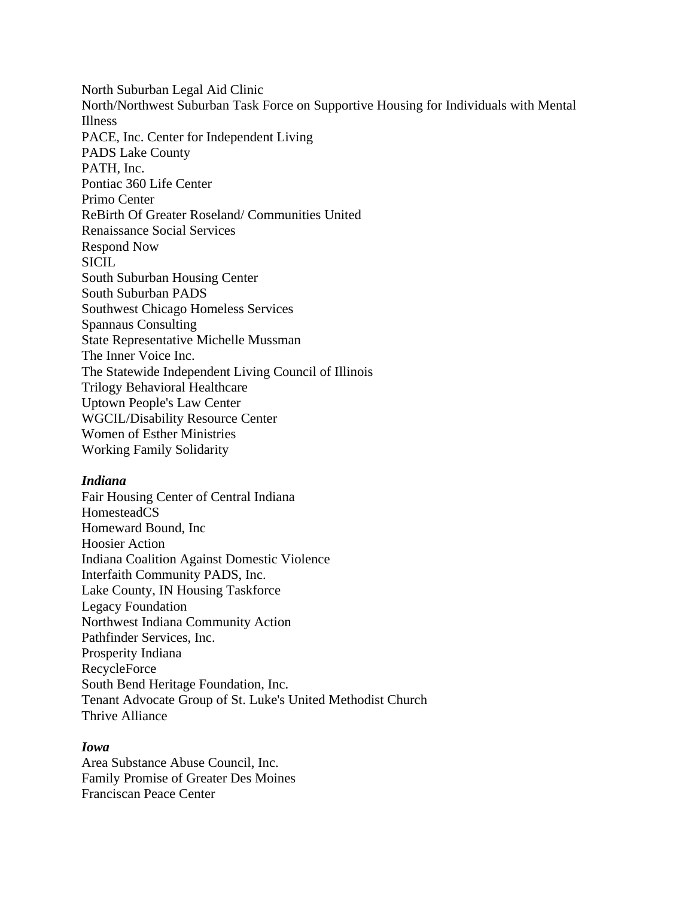North Suburban Legal Aid Clinic
North/Northwest Suburban Task Force on Supportive Housing for Individuals with Mental Illness
PACE, Inc. Center for Independent Living
PADS Lake County
PATH, Inc.
Pontiac 360 Life Center
Primo Center
ReBirth Of Greater Roseland/ Communities United
Renaissance Social Services
Respond Now
SICIL
South Suburban Housing Center
South Suburban PADS
Southwest Chicago Homeless Services
Spannaus Consulting
State Representative Michelle Mussman
The Inner Voice Inc.
The Statewide Independent Living Council of Illinois
Trilogy Behavioral Healthcare
Uptown People's Law Center
WGCIL/Disability Resource Center
Women of Esther Ministries
Working Family Solidarity

***Indiana***
Fair Housing Center of Central Indiana
HomesteadCS
Homeward Bound, Inc
Hoosier Action
Indiana Coalition Against Domestic Violence
Interfaith Community PADS, Inc.
Lake County, IN Housing Taskforce
Legacy Foundation
Northwest Indiana Community Action
Pathfinder Services, Inc.
Prosperity Indiana
RecycleForce
South Bend Heritage Foundation, Inc.
Tenant Advocate Group of St. Luke's United Methodist Church
Thrive Alliance

***Iowa***
Area Substance Abuse Council, Inc.
Family Promise of Greater Des Moines
Franciscan Peace Center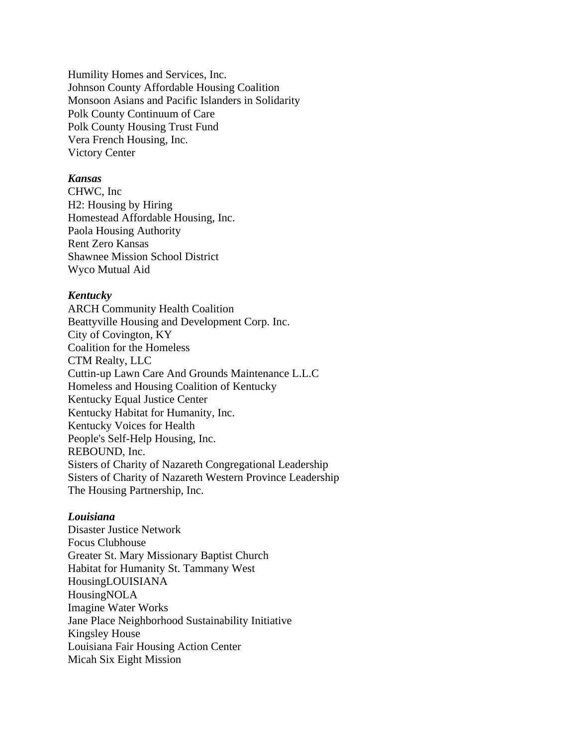Humility Homes and Services, Inc.
Johnson County Affordable Housing Coalition
Monsoon Asians and Pacific Islanders in Solidarity
Polk County Continuum of Care
Polk County Housing Trust Fund
Vera French Housing, Inc.
Victory Center

***Kansas***
CHWC, Inc
H2: Housing by Hiring
Homestead Affordable Housing, Inc.
Paola Housing Authority
Rent Zero Kansas
Shawnee Mission School District
Wyco Mutual Aid

***Kentucky***
ARCH Community Health Coalition
Beattyville Housing and Development Corp. Inc.
City of Covington, KY
Coalition for the Homeless
CTM Realty, LLC
Cuttin-up Lawn Care And Grounds Maintenance L.L.C
Homeless and Housing Coalition of Kentucky
Kentucky Equal Justice Center
Kentucky Habitat for Humanity, Inc.
Kentucky Voices for Health
People's Self-Help Housing, Inc.
REBOUND, Inc.
Sisters of Charity of Nazareth Congregational Leadership
Sisters of Charity of Nazareth Western Province Leadership
The Housing Partnership, Inc.

***Louisiana***
Disaster Justice Network
Focus Clubhouse
Greater St. Mary Missionary Baptist Church
Habitat for Humanity St. Tammany West
HousingLOUISIANA
HousingNOLA
Imagine Water Works
Jane Place Neighborhood Sustainability Initiative
Kingsley House
Louisiana Fair Housing Action Center
Micah Six Eight Mission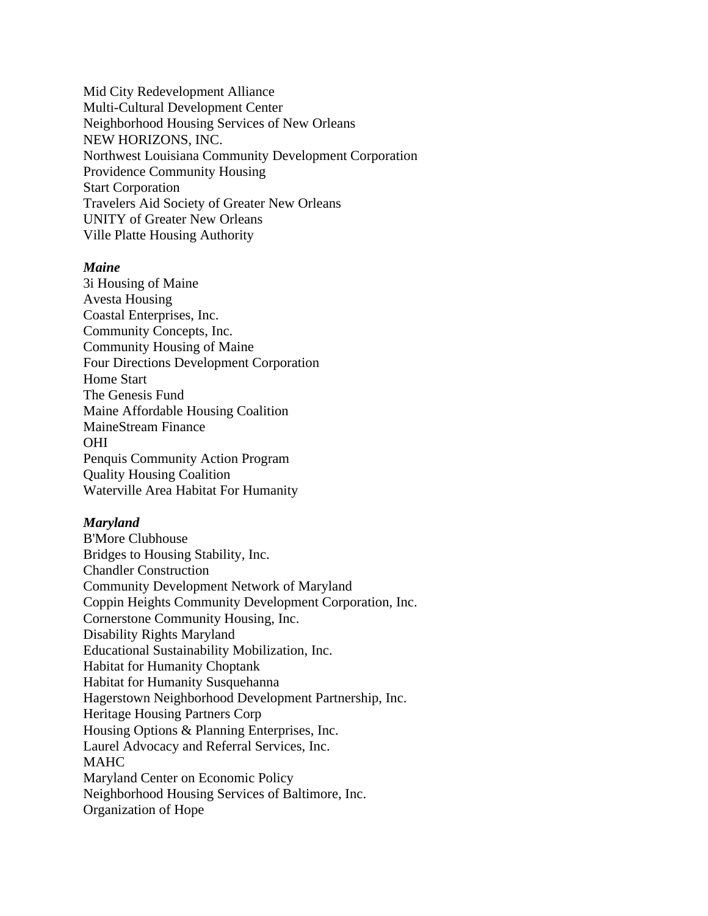Mid City Redevelopment Alliance
Multi-Cultural Development Center
Neighborhood Housing Services of New Orleans
NEW HORIZONS, INC.
Northwest Louisiana Community Development Corporation
Providence Community Housing
Start Corporation
Travelers Aid Society of Greater New Orleans
UNITY of Greater New Orleans
Ville Platte Housing Authority

***Maine***
3i Housing of Maine
Avesta Housing
Coastal Enterprises, Inc.
Community Concepts, Inc.
Community Housing of Maine
Four Directions Development Corporation
Home Start
The Genesis Fund
Maine Affordable Housing Coalition
MaineStream Finance
OHI
Penquis Community Action Program
Quality Housing Coalition
Waterville Area Habitat For Humanity

***Maryland***
B'More Clubhouse
Bridges to Housing Stability, Inc.
Chandler Construction
Community Development Network of Maryland
Coppin Heights Community Development Corporation, Inc.
Cornerstone Community Housing, Inc.
Disability Rights Maryland
Educational Sustainability Mobilization, Inc.
Habitat for Humanity Choptank
Habitat for Humanity Susquehanna
Hagerstown Neighborhood Development Partnership, Inc.
Heritage Housing Partners Corp
Housing Options & Planning Enterprises, Inc.
Laurel Advocacy and Referral Services, Inc.
MAHC
Maryland Center on Economic Policy
Neighborhood Housing Services of Baltimore, Inc.
Organization of Hope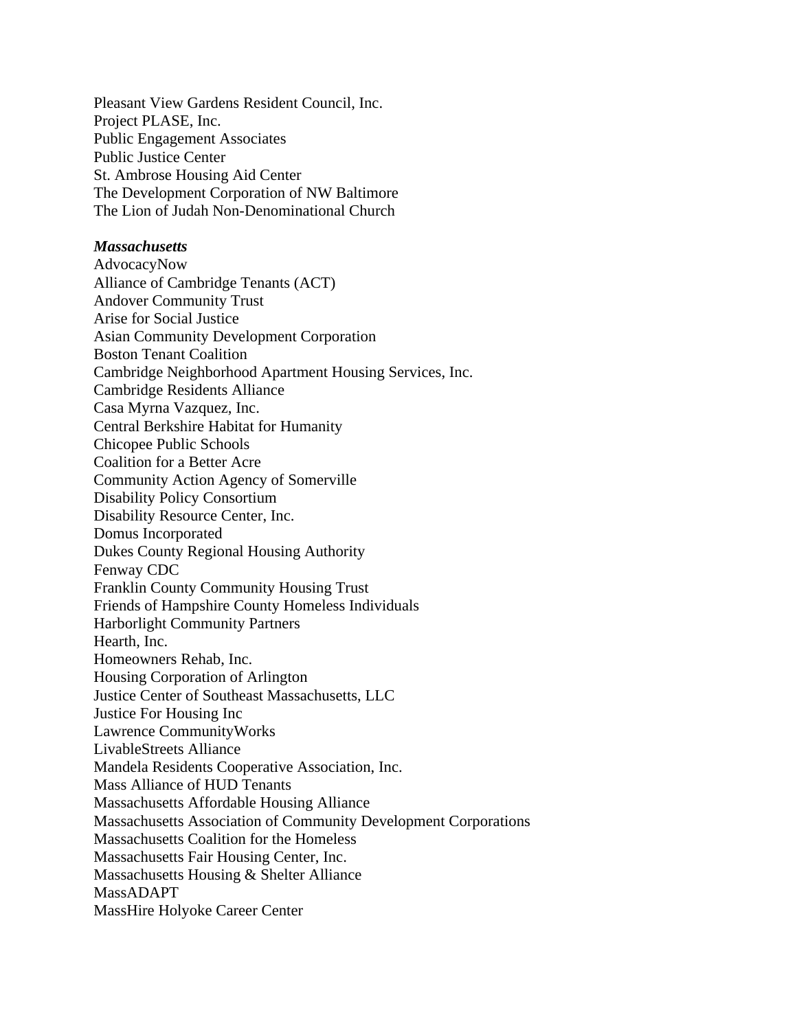Pleasant View Gardens Resident Council, Inc.
Project PLASE, Inc.
Public Engagement Associates
Public Justice Center
St. Ambrose Housing Aid Center
The Development Corporation of NW Baltimore
The Lion of Judah Non-Denominational Church

***Massachusetts***
AdvocacyNow
Alliance of Cambridge Tenants (ACT)
Andover Community Trust
Arise for Social Justice
Asian Community Development Corporation
Boston Tenant Coalition
Cambridge Neighborhood Apartment Housing Services, Inc.
Cambridge Residents Alliance
Casa Myrna Vazquez, Inc.
Central Berkshire Habitat for Humanity
Chicopee Public Schools
Coalition for a Better Acre
Community Action Agency of Somerville
Disability Policy Consortium
Disability Resource Center, Inc.
Domus Incorporated
Dukes County Regional Housing Authority
Fenway CDC
Franklin County Community Housing Trust
Friends of Hampshire County Homeless Individuals
Harborlight Community Partners
Hearth, Inc.
Homeowners Rehab, Inc.
Housing Corporation of Arlington
Justice Center of Southeast Massachusetts, LLC
Justice For Housing Inc
Lawrence CommunityWorks
LivableStreets Alliance
Mandela Residents Cooperative Association, Inc.
Mass Alliance of HUD Tenants
Massachusetts Affordable Housing Alliance
Massachusetts Association of Community Development Corporations
Massachusetts Coalition for the Homeless
Massachusetts Fair Housing Center, Inc.
Massachusetts Housing & Shelter Alliance
MassADAPT
MassHire Holyoke Career Center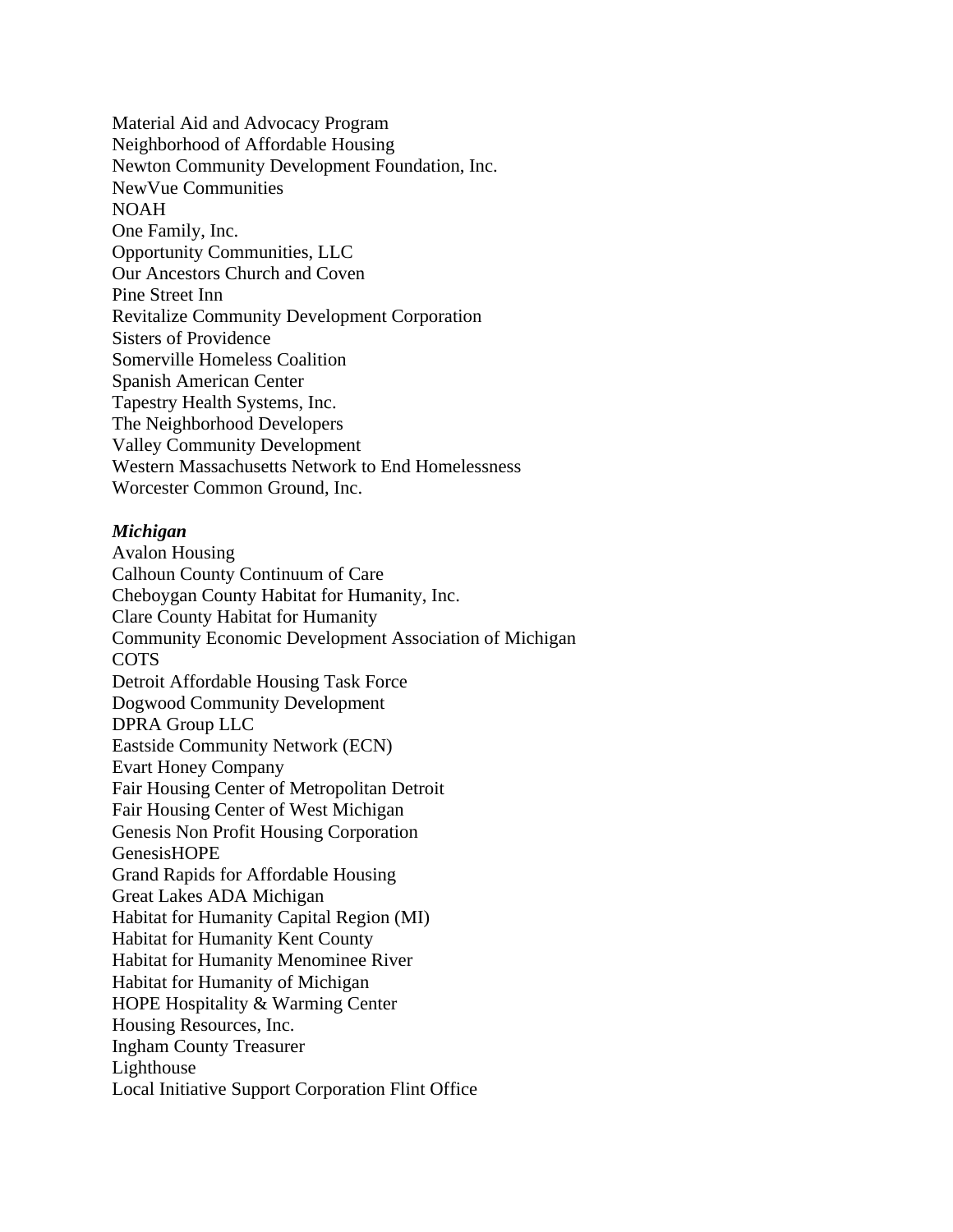Material Aid and Advocacy Program
Neighborhood of Affordable Housing
Newton Community Development Foundation, Inc.
NewVue Communities
NOAH
One Family, Inc.
Opportunity Communities, LLC
Our Ancestors Church and Coven
Pine Street Inn
Revitalize Community Development Corporation
Sisters of Providence
Somerville Homeless Coalition
Spanish American Center
Tapestry Health Systems, Inc.
The Neighborhood Developers
Valley Community Development
Western Massachusetts Network to End Homelessness
Worcester Common Ground, Inc.

***Michigan***
Avalon Housing
Calhoun County Continuum of Care
Cheboygan County Habitat for Humanity, Inc.
Clare County Habitat for Humanity
Community Economic Development Association of Michigan
COTS
Detroit Affordable Housing Task Force
Dogwood Community Development
DPRA Group LLC
Eastside Community Network (ECN)
Evart Honey Company
Fair Housing Center of Metropolitan Detroit
Fair Housing Center of West Michigan
Genesis Non Profit Housing Corporation
GenesisHOPE
Grand Rapids for Affordable Housing
Great Lakes ADA Michigan
Habitat for Humanity Capital Region (MI)
Habitat for Humanity Kent County
Habitat for Humanity Menominee River
Habitat for Humanity of Michigan
HOPE Hospitality & Warming Center
Housing Resources, Inc.
Ingham County Treasurer
Lighthouse
Local Initiative Support Corporation Flint Office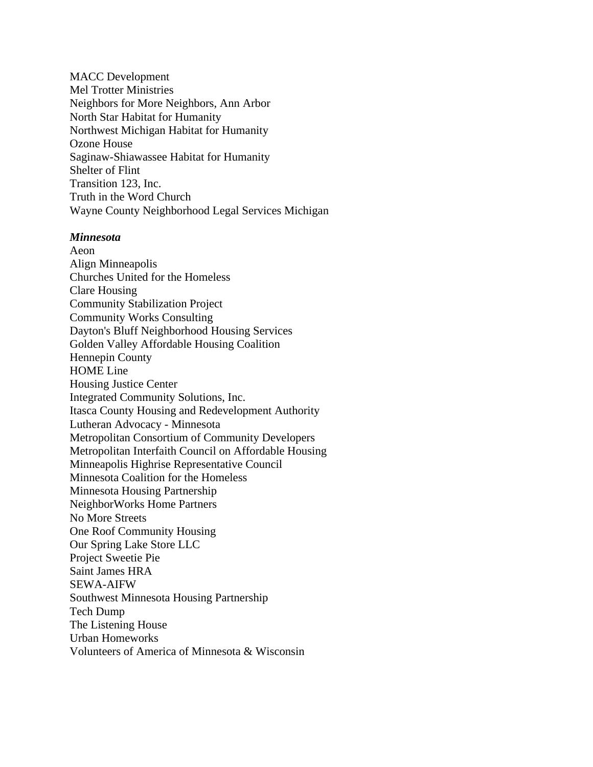MACC Development
Mel Trotter Ministries
Neighbors for More Neighbors, Ann Arbor
North Star Habitat for Humanity
Northwest Michigan Habitat for Humanity
Ozone House
Saginaw-Shiawassee Habitat for Humanity
Shelter of Flint
Transition 123, Inc.
Truth in the Word Church
Wayne County Neighborhood Legal Services Michigan

***Minnesota***

Aeon
Align Minneapolis
Churches United for the Homeless
Clare Housing
Community Stabilization Project
Community Works Consulting
Dayton's Bluff Neighborhood Housing Services
Golden Valley Affordable Housing Coalition
Hennepin County
HOME Line
Housing Justice Center
Integrated Community Solutions, Inc.
Itasca County Housing and Redevelopment Authority
Lutheran Advocacy - Minnesota
Metropolitan Consortium of Community Developers
Metropolitan Interfaith Council on Affordable Housing
Minneapolis Highrise Representative Council
Minnesota Coalition for the Homeless
Minnesota Housing Partnership
NeighborWorks Home Partners
No More Streets
One Roof Community Housing
Our Spring Lake Store LLC
Project Sweetie Pie
Saint James HRA
SEWA-AIFW
Southwest Minnesota Housing Partnership
Tech Dump
The Listening House
Urban Homeworks
Volunteers of America of Minnesota & Wisconsin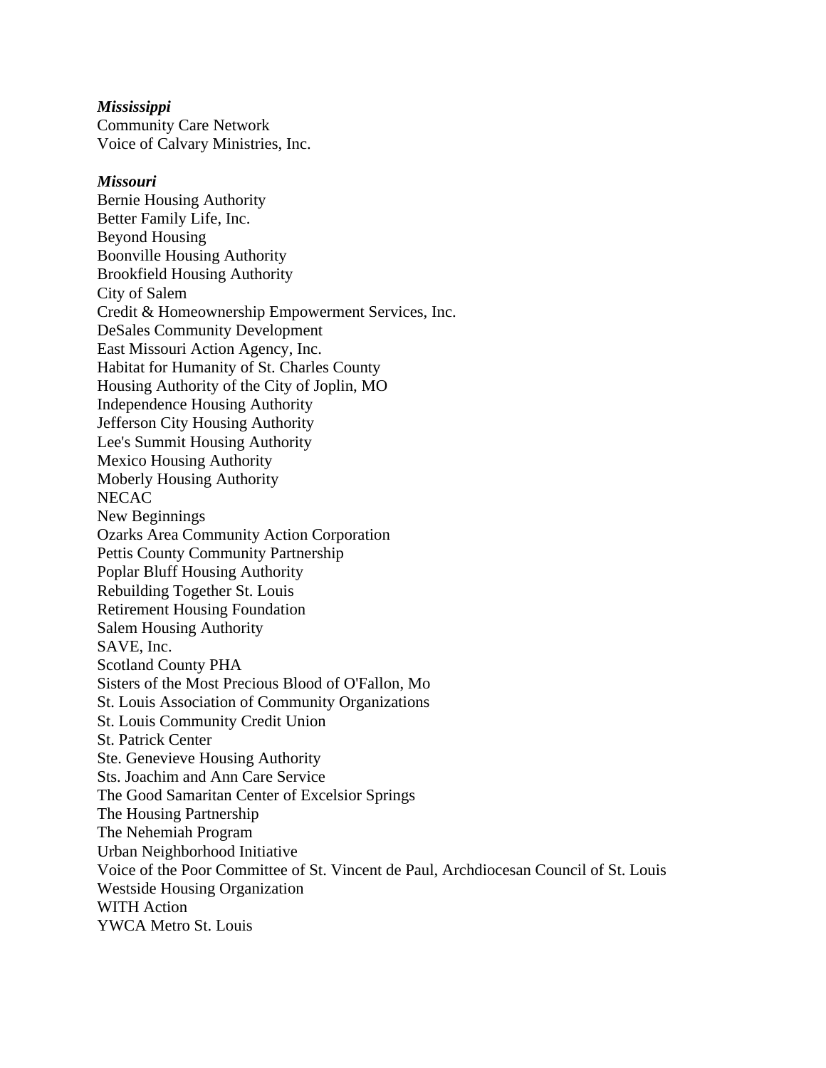***Mississippi***
Community Care Network
Voice of Calvary Ministries, Inc.

***Missouri***
Bernie Housing Authority
Better Family Life, Inc.
Beyond Housing
Boonville Housing Authority
Brookfield Housing Authority
City of Salem
Credit & Homeownership Empowerment Services, Inc.
DeSales Community Development
East Missouri Action Agency, Inc.
Habitat for Humanity of St. Charles County
Housing Authority of the City of Joplin, MO
Independence Housing Authority
Jefferson City Housing Authority
Lee's Summit Housing Authority
Mexico Housing Authority
Moberly Housing Authority
NECAC
New Beginnings
Ozarks Area Community Action Corporation
Pettis County Community Partnership
Poplar Bluff Housing Authority
Rebuilding Together St. Louis
Retirement Housing Foundation
Salem Housing Authority
SAVE, Inc.
Scotland County PHA
Sisters of the Most Precious Blood of O'Fallon, Mo
St. Louis Association of Community Organizations
St. Louis Community Credit Union
St. Patrick Center
Ste. Genevieve Housing Authority
Sts. Joachim and Ann Care Service
The Good Samaritan Center of Excelsior Springs
The Housing Partnership
The Nehemiah Program
Urban Neighborhood Initiative
Voice of the Poor Committee of St. Vincent de Paul, Archdiocesan Council of St. Louis
Westside Housing Organization
WITH Action
YWCA Metro St. Louis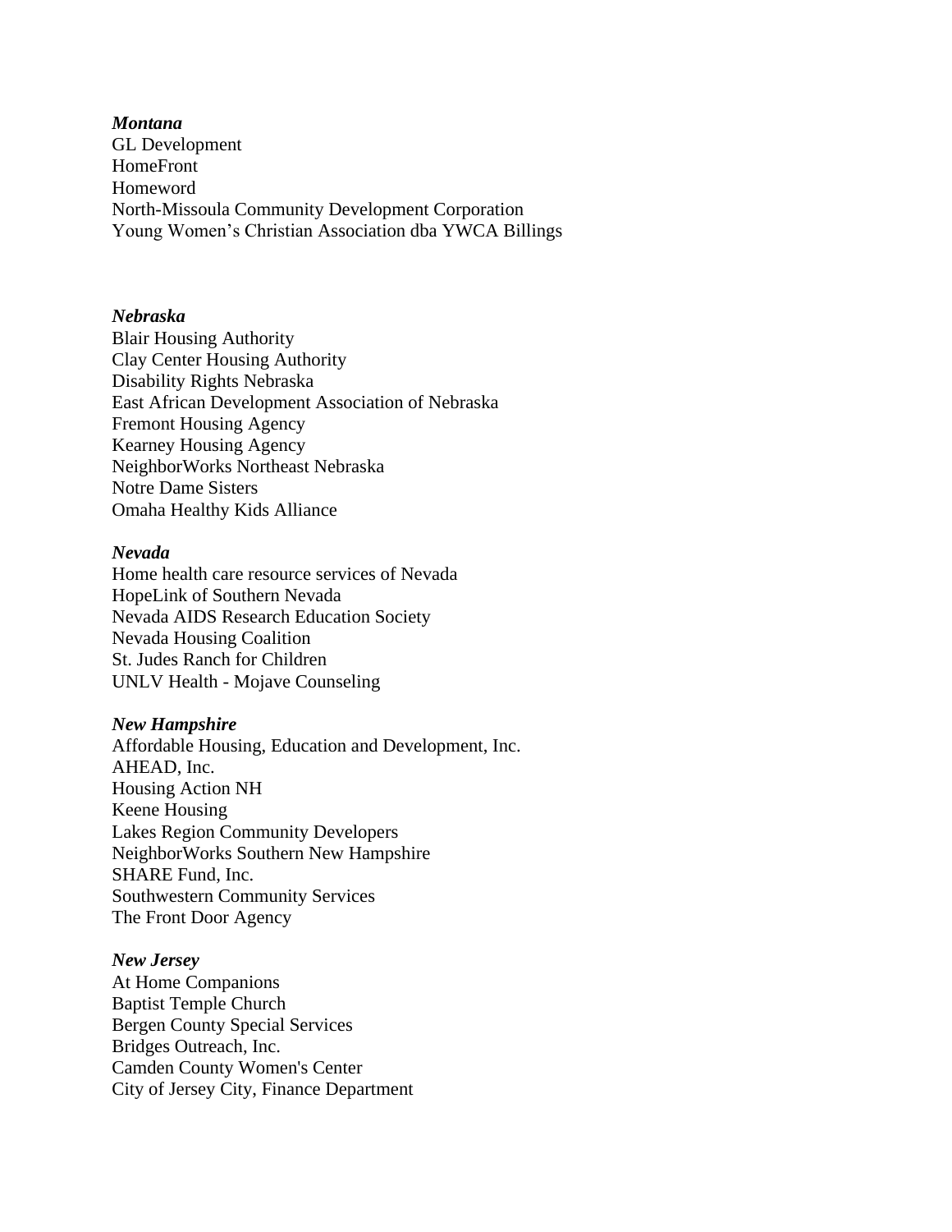***Montana***

GL Development
HomeFront
Homeword
North-Missoula Community Development Corporation
Young Women's Christian Association dba YWCA Billings

***Nebraska***

Blair Housing Authority
Clay Center Housing Authority
Disability Rights Nebraska
East African Development Association of Nebraska
Fremont Housing Agency
Kearney Housing Agency
NeighborWorks Northeast Nebraska
Notre Dame Sisters
Omaha Healthy Kids Alliance

***Nevada***

Home health care resource services of Nevada
HopeLink of Southern Nevada
Nevada AIDS Research Education Society
Nevada Housing Coalition
St. Judes Ranch for Children
UNLV Health - Mojave Counseling

***New Hampshire***

Affordable Housing, Education and Development, Inc.
AHEAD, Inc.
Housing Action NH
Keene Housing
Lakes Region Community Developers
NeighborWorks Southern New Hampshire
SHARE Fund, Inc.
Southwestern Community Services
The Front Door Agency

***New Jersey***

At Home Companions
Baptist Temple Church
Bergen County Special Services
Bridges Outreach, Inc.
Camden County Women's Center
City of Jersey City, Finance Department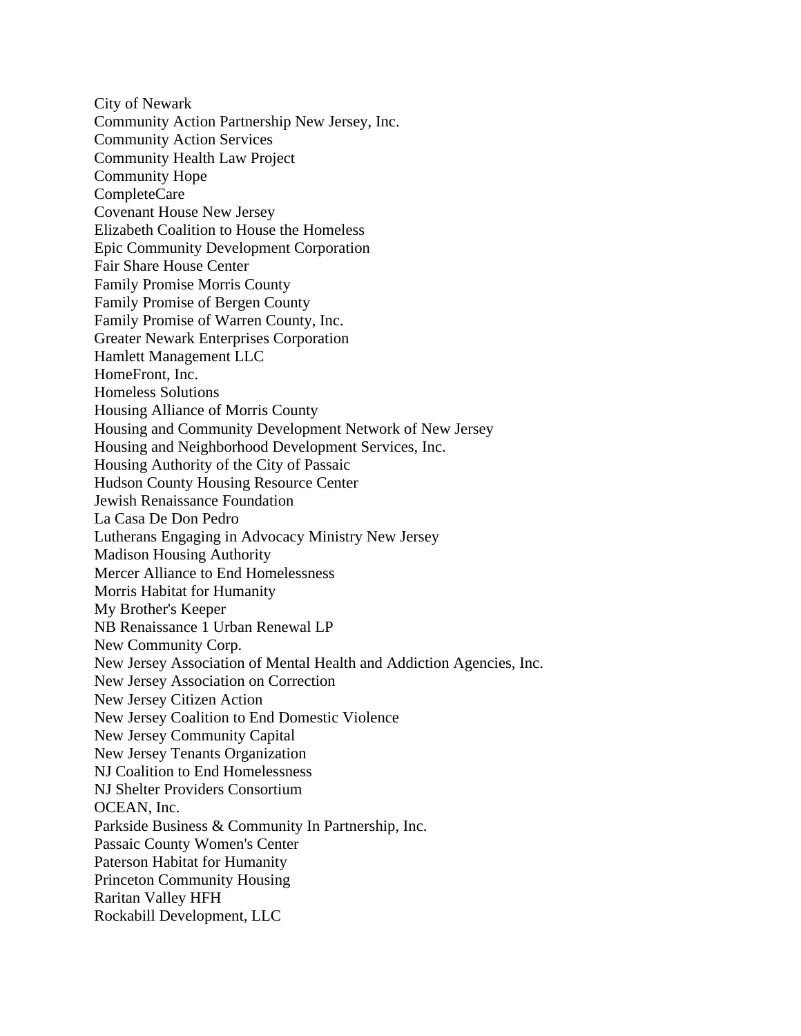City of Newark
Community Action Partnership New Jersey, Inc.
Community Action Services
Community Health Law Project
Community Hope
CompleteCare
Covenant House New Jersey
Elizabeth Coalition to House the Homeless
Epic Community Development Corporation
Fair Share House Center
Family Promise Morris County
Family Promise of Bergen County
Family Promise of Warren County, Inc.
Greater Newark Enterprises Corporation
Hamlett Management LLC
HomeFront, Inc.
Homeless Solutions
Housing Alliance of Morris County
Housing and Community Development Network of New Jersey
Housing and Neighborhood Development Services, Inc.
Housing Authority of the City of Passaic
Hudson County Housing Resource Center
Jewish Renaissance Foundation
La Casa De Don Pedro
Lutherans Engaging in Advocacy Ministry New Jersey
Madison Housing Authority
Mercer Alliance to End Homelessness
Morris Habitat for Humanity
My Brother's Keeper
NB Renaissance 1 Urban Renewal LP
New Community Corp.
New Jersey Association of Mental Health and Addiction Agencies, Inc.
New Jersey Association on Correction
New Jersey Citizen Action
New Jersey Coalition to End Domestic Violence
New Jersey Community Capital
New Jersey Tenants Organization
NJ Coalition to End Homelessness
NJ Shelter Providers Consortium
OCEAN, Inc.
Parkside Business & Community In Partnership, Inc.
Passaic County Women's Center
Paterson Habitat for Humanity
Princeton Community Housing
Raritan Valley HFH
Rockabill Development, LLC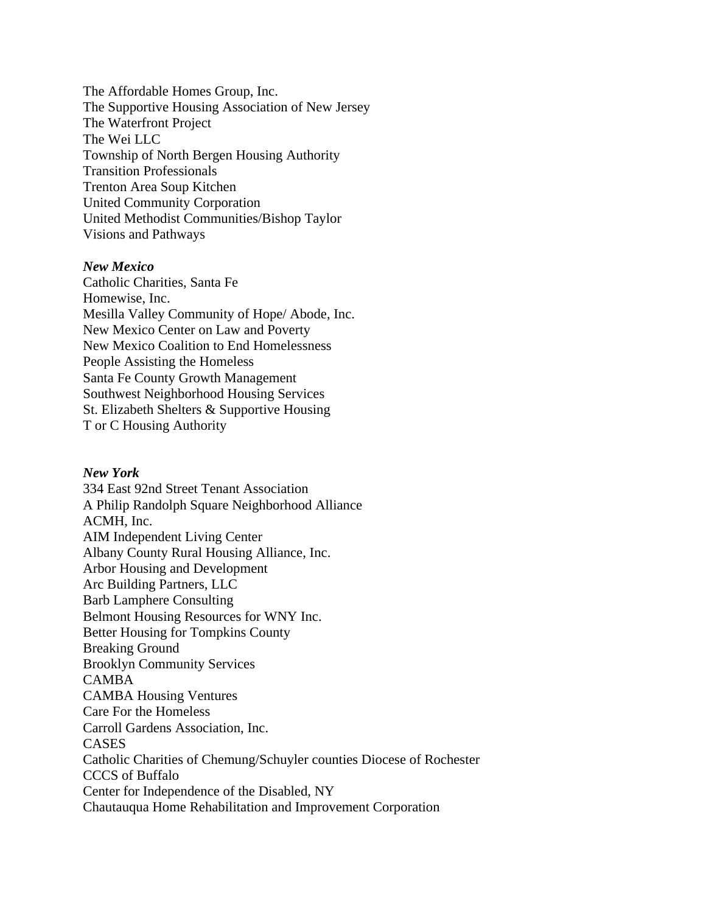The Affordable Homes Group, Inc.
The Supportive Housing Association of New Jersey
The Waterfront Project
The Wei LLC
Township of North Bergen Housing Authority
Transition Professionals
Trenton Area Soup Kitchen
United Community Corporation
United Methodist Communities/Bishop Taylor
Visions and Pathways

***New Mexico***
Catholic Charities, Santa Fe
Homewise, Inc.
Mesilla Valley Community of Hope/ Abode, Inc.
New Mexico Center on Law and Poverty
New Mexico Coalition to End Homelessness
People Assisting the Homeless
Santa Fe County Growth Management
Southwest Neighborhood Housing Services
St. Elizabeth Shelters & Supportive Housing
T or C Housing Authority

***New York***
334 East 92nd Street Tenant Association
A Philip Randolph Square Neighborhood Alliance
ACMH, Inc.
AIM Independent Living Center
Albany County Rural Housing Alliance, Inc.
Arbor Housing and Development
Arc Building Partners, LLC
Barb Lamphere Consulting
Belmont Housing Resources for WNY Inc.
Better Housing for Tompkins County
Breaking Ground
Brooklyn Community Services
CAMBA
CAMBA Housing Ventures
Care For the Homeless
Carroll Gardens Association, Inc.
CASES
Catholic Charities of Chemung/Schuyler counties Diocese of Rochester
CCCS of Buffalo
Center for Independence of the Disabled, NY
Chautauqua Home Rehabilitation and Improvement Corporation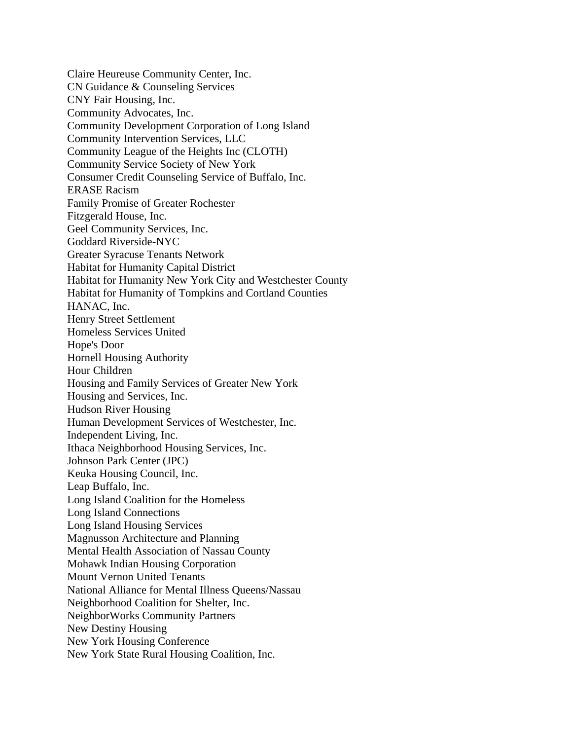Claire Heureuse Community Center, Inc.
CN Guidance & Counseling Services
CNY Fair Housing, Inc.
Community Advocates, Inc.
Community Development Corporation of Long Island
Community Intervention Services, LLC
Community League of the Heights Inc (CLOTH)
Community Service Society of New York
Consumer Credit Counseling Service of Buffalo, Inc.
ERASE Racism
Family Promise of Greater Rochester
Fitzgerald House, Inc.
Geel Community Services, Inc.
Goddard Riverside-NYC
Greater Syracuse Tenants Network
Habitat for Humanity Capital District
Habitat for Humanity New York City and Westchester County
Habitat for Humanity of Tompkins and Cortland Counties
HANAC, Inc.
Henry Street Settlement
Homeless Services United
Hope's Door
Hornell Housing Authority
Hour Children
Housing and Family Services of Greater New York
Housing and Services, Inc.
Hudson River Housing
Human Development Services of Westchester, Inc.
Independent Living, Inc.
Ithaca Neighborhood Housing Services, Inc.
Johnson Park Center (JPC)
Keuka Housing Council, Inc.
Leap Buffalo, Inc.
Long Island Coalition for the Homeless
Long Island Connections
Long Island Housing Services
Magnusson Architecture and Planning
Mental Health Association of Nassau County
Mohawk Indian Housing Corporation
Mount Vernon United Tenants
National Alliance for Mental Illness Queens/Nassau
Neighborhood Coalition for Shelter, Inc.
NeighborWorks Community Partners
New Destiny Housing
New York Housing Conference
New York State Rural Housing Coalition, Inc.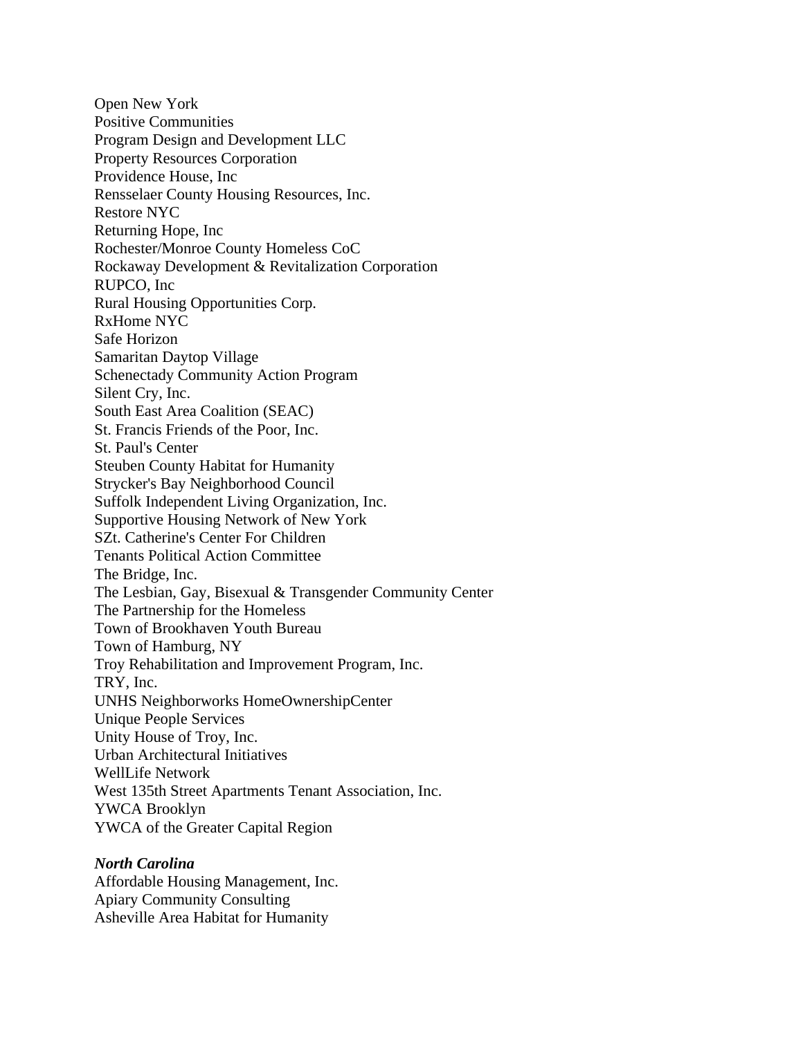Open New York
Positive Communities
Program Design and Development LLC
Property Resources Corporation
Providence House, Inc
Rensselaer County Housing Resources, Inc.
Restore NYC
Returning Hope, Inc
Rochester/Monroe County Homeless CoC
Rockaway Development & Revitalization Corporation
RUPCO, Inc
Rural Housing Opportunities Corp.
RxHome NYC
Safe Horizon
Samaritan Daytop Village
Schenectady Community Action Program
Silent Cry, Inc.
South East Area Coalition (SEAC)
St. Francis Friends of the Poor, Inc.
St. Paul's Center
Steuben County Habitat for Humanity
Strycker's Bay Neighborhood Council
Suffolk Independent Living Organization, Inc.
Supportive Housing Network of New York
SZt. Catherine's Center For Children
Tenants Political Action Committee
The Bridge, Inc.
The Lesbian, Gay, Bisexual & Transgender Community Center
The Partnership for the Homeless
Town of Brookhaven Youth Bureau
Town of Hamburg, NY
Troy Rehabilitation and Improvement Program, Inc.
TRY, Inc.
UNHS Neighborworks HomeOwnershipCenter
Unique People Services
Unity House of Troy, Inc.
Urban Architectural Initiatives
WellLife Network
West 135th Street Apartments Tenant Association, Inc.
YWCA Brooklyn
YWCA of the Greater Capital Region

***North Carolina***
Affordable Housing Management, Inc.
Apiary Community Consulting
Asheville Area Habitat for Humanity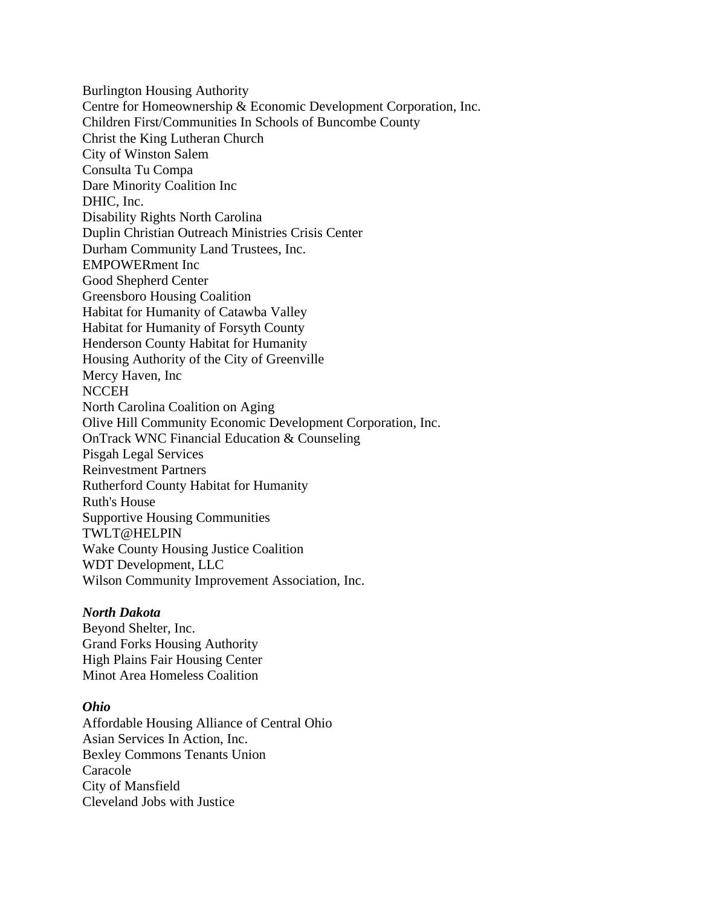Burlington Housing Authority
Centre for Homeownership & Economic Development Corporation, Inc.
Children First/Communities In Schools of Buncombe County
Christ the King Lutheran Church
City of Winston Salem
Consulta Tu Compa
Dare Minority Coalition Inc
DHIC, Inc.
Disability Rights North Carolina
Duplin Christian Outreach Ministries Crisis Center
Durham Community Land Trustees, Inc.
EMPOWERment Inc
Good Shepherd Center
Greensboro Housing Coalition
Habitat for Humanity of Catawba Valley
Habitat for Humanity of Forsyth County
Henderson County Habitat for Humanity
Housing Authority of the City of Greenville
Mercy Haven, Inc
NCCEH
North Carolina Coalition on Aging
Olive Hill Community Economic Development Corporation, Inc.
OnTrack WNC Financial Education & Counseling
Pisgah Legal Services
Reinvestment Partners
Rutherford County Habitat for Humanity
Ruth's House
Supportive Housing Communities
TWLT@HELPIN
Wake County Housing Justice Coalition
WDT Development, LLC
Wilson Community Improvement Association, Inc.

***North Dakota***
Beyond Shelter, Inc.
Grand Forks Housing Authority
High Plains Fair Housing Center
Minot Area Homeless Coalition

***Ohio***
Affordable Housing Alliance of Central Ohio
Asian Services In Action, Inc.
Bexley Commons Tenants Union
Caracole
City of Mansfield
Cleveland Jobs with Justice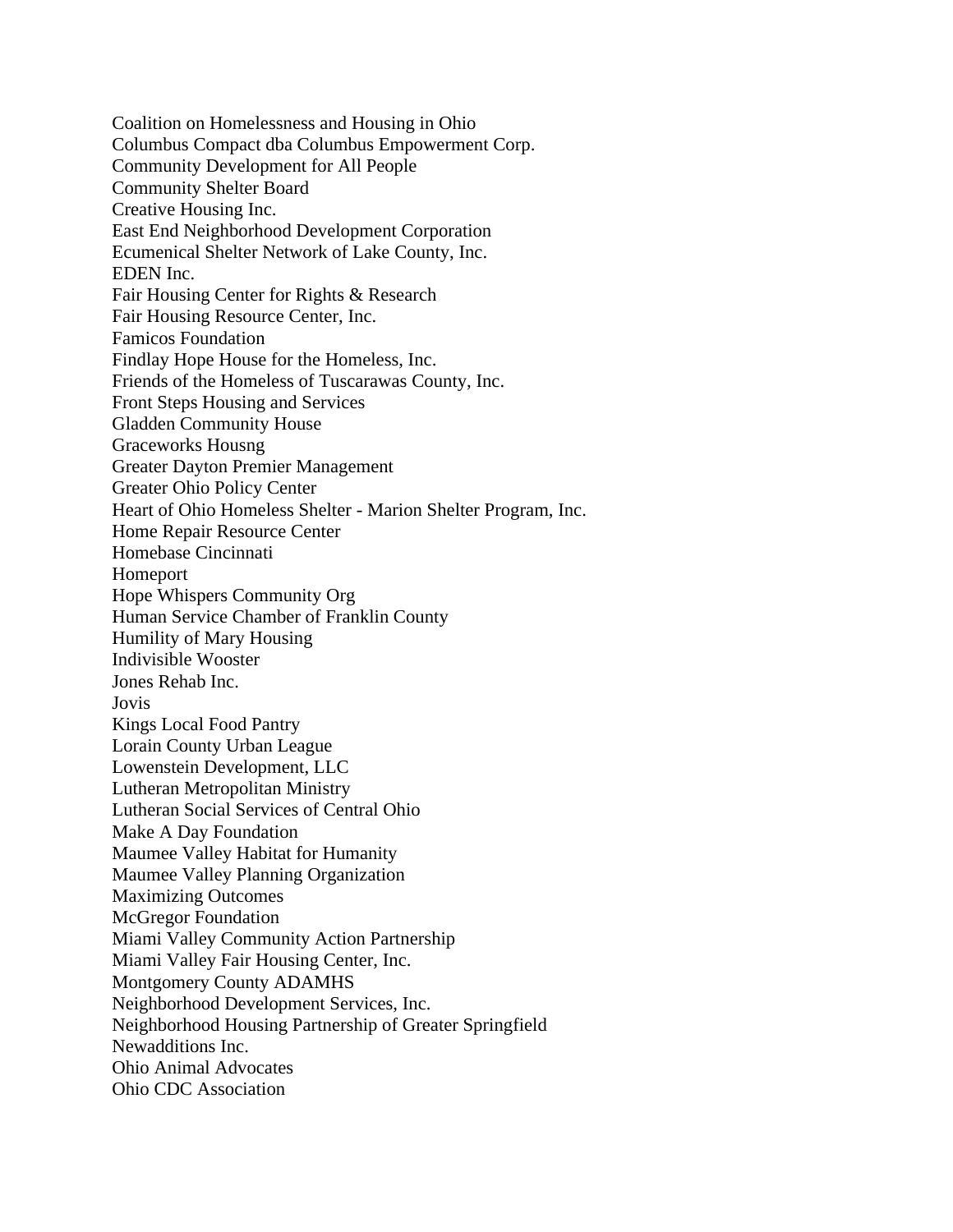Coalition on Homelessness and Housing in Ohio
Columbus Compact dba Columbus Empowerment Corp.
Community Development for All People
Community Shelter Board
Creative Housing Inc.
East End Neighborhood Development Corporation
Ecumenical Shelter Network of Lake County, Inc.
EDEN Inc.
Fair Housing Center for Rights & Research
Fair Housing Resource Center, Inc.
Famicos Foundation
Findlay Hope House for the Homeless, Inc.
Friends of the Homeless of Tuscarawas County, Inc.
Front Steps Housing and Services
Gladden Community House
Graceworks Housng
Greater Dayton Premier Management
Greater Ohio Policy Center
Heart of Ohio Homeless Shelter - Marion Shelter Program, Inc.
Home Repair Resource Center
Homebase Cincinnati
Homeport
Hope Whispers Community Org
Human Service Chamber of Franklin County
Humility of Mary Housing
Indivisible Wooster
Jones Rehab Inc.
Jovis
Kings Local Food Pantry
Lorain County Urban League
Lowenstein Development, LLC
Lutheran Metropolitan Ministry
Lutheran Social Services of Central Ohio
Make A Day Foundation
Maumee Valley Habitat for Humanity
Maumee Valley Planning Organization
Maximizing Outcomes
McGregor Foundation
Miami Valley Community Action Partnership
Miami Valley Fair Housing Center, Inc.
Montgomery County ADAMHS
Neighborhood Development Services, Inc.
Neighborhood Housing Partnership of Greater Springfield
Newadditions Inc.
Ohio Animal Advocates
Ohio CDC Association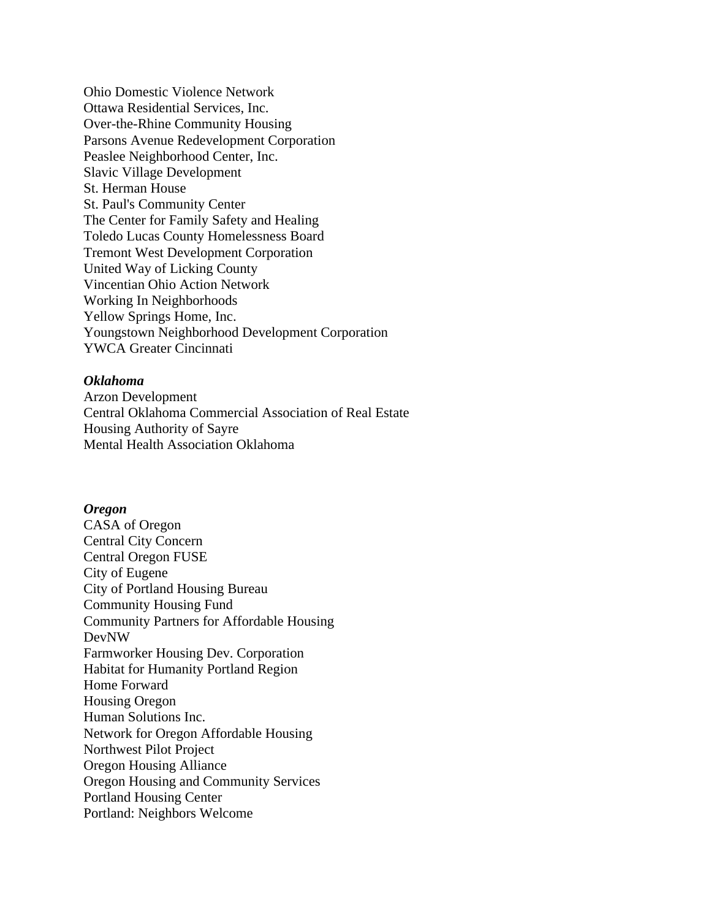Ohio Domestic Violence Network
Ottawa Residential Services, Inc.
Over-the-Rhine Community Housing
Parsons Avenue Redevelopment Corporation
Peaslee Neighborhood Center, Inc.
Slavic Village Development
St. Herman House
St. Paul's Community Center
The Center for Family Safety and Healing
Toledo Lucas County Homelessness Board
Tremont West Development Corporation
United Way of Licking County
Vincentian Ohio Action Network
Working In Neighborhoods
Yellow Springs Home, Inc.
Youngstown Neighborhood Development Corporation
YWCA Greater Cincinnati

***Oklahoma***
Arzon Development
Central Oklahoma Commercial Association of Real Estate
Housing Authority of Sayre
Mental Health Association Oklahoma

***Oregon***
CASA of Oregon
Central City Concern
Central Oregon FUSE
City of Eugene
City of Portland Housing Bureau
Community Housing Fund
Community Partners for Affordable Housing
DevNW
Farmworker Housing Dev. Corporation
Habitat for Humanity Portland Region
Home Forward
Housing Oregon
Human Solutions Inc.
Network for Oregon Affordable Housing
Northwest Pilot Project
Oregon Housing Alliance
Oregon Housing and Community Services
Portland Housing Center
Portland: Neighbors Welcome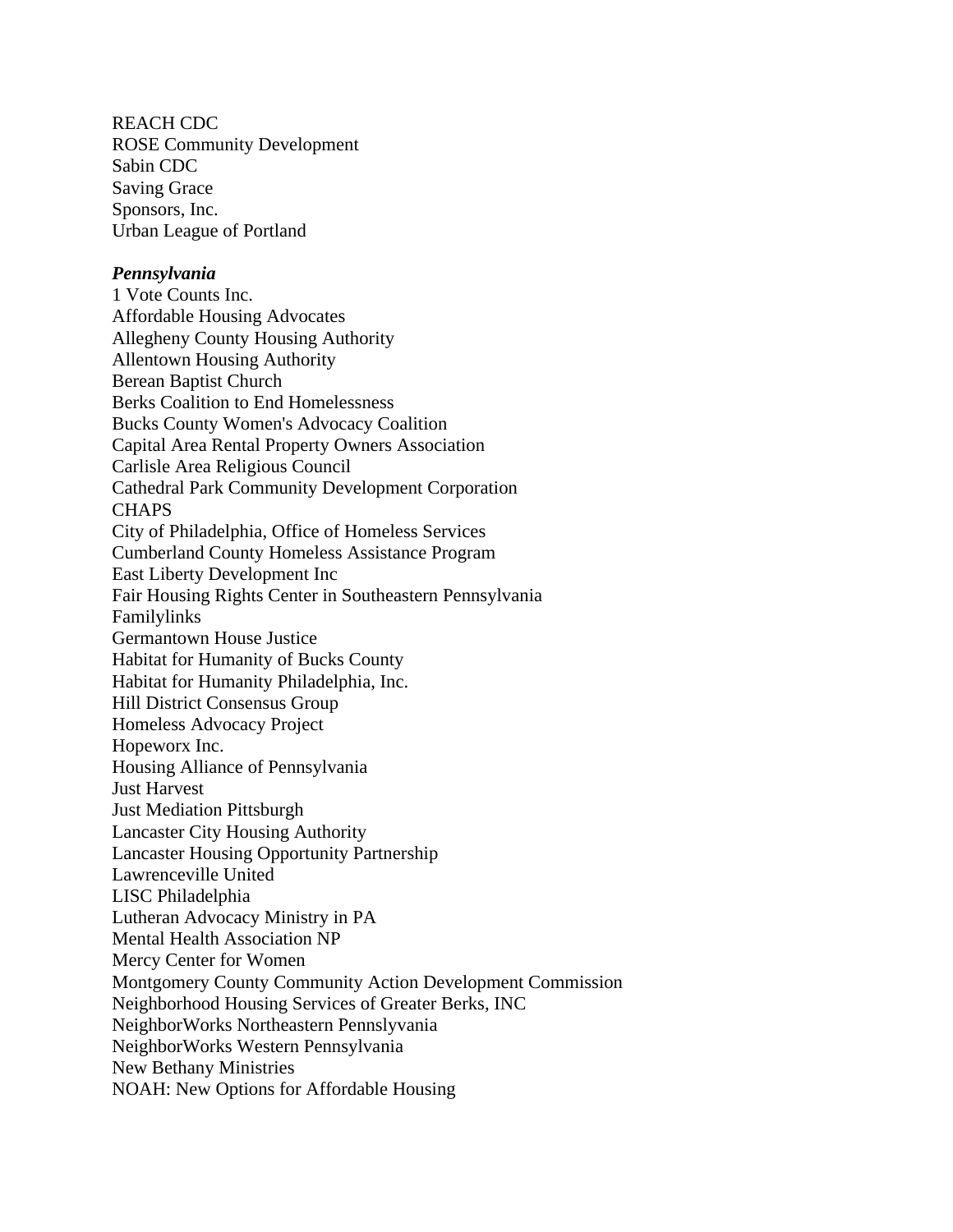REACH CDC
ROSE Community Development
Sabin CDC
Saving Grace
Sponsors, Inc.
Urban League of Portland

***Pennsylvania***

1 Vote Counts Inc.
Affordable Housing Advocates
Allegheny County Housing Authority
Allentown Housing Authority
Berean Baptist Church
Berks Coalition to End Homelessness
Bucks County Women's Advocacy Coalition
Capital Area Rental Property Owners Association
Carlisle Area Religious Council
Cathedral Park Community Development Corporation
CHAPS
City of Philadelphia, Office of Homeless Services
Cumberland County Homeless Assistance Program
East Liberty Development Inc
Fair Housing Rights Center in Southeastern Pennsylvania
Familylinks
Germantown House Justice
Habitat for Humanity of Bucks County
Habitat for Humanity Philadelphia, Inc.
Hill District Consensus Group
Homeless Advocacy Project
Hopeworx Inc.
Housing Alliance of Pennsylvania
Just Harvest
Just Mediation Pittsburgh
Lancaster City Housing Authority
Lancaster Housing Opportunity Partnership
Lawrenceville United
LISC Philadelphia
Lutheran Advocacy Ministry in PA
Mental Health Association NP
Mercy Center for Women
Montgomery County Community Action Development Commission
Neighborhood Housing Services of Greater Berks, INC
NeighborWorks Northeastern Pennslyvania
NeighborWorks Western Pennsylvania
New Bethany Ministries
NOAH: New Options for Affordable Housing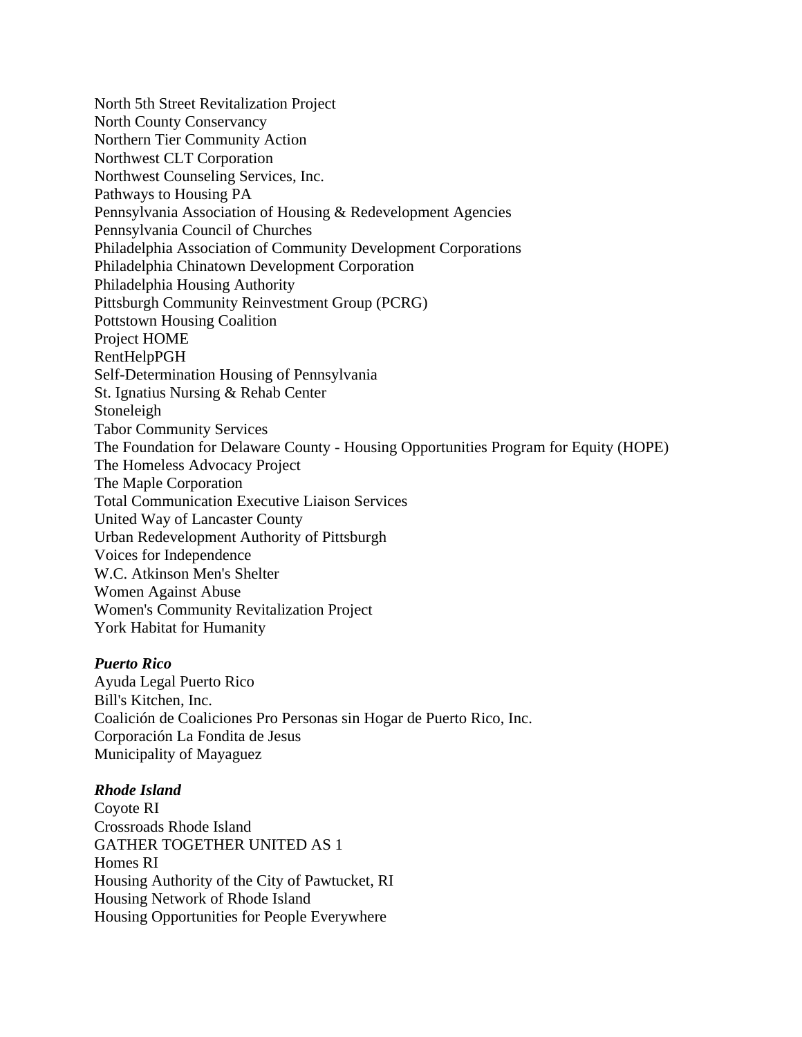North 5th Street Revitalization Project
North County Conservancy
Northern Tier Community Action
Northwest CLT Corporation
Northwest Counseling Services, Inc.
Pathways to Housing PA
Pennsylvania Association of Housing & Redevelopment Agencies
Pennsylvania Council of Churches
Philadelphia Association of Community Development Corporations
Philadelphia Chinatown Development Corporation
Philadelphia Housing Authority
Pittsburgh Community Reinvestment Group (PCRG)
Pottstown Housing Coalition
Project HOME
RentHelpPGH
Self-Determination Housing of Pennsylvania
St. Ignatius Nursing & Rehab Center
Stoneleigh
Tabor Community Services
The Foundation for Delaware County - Housing Opportunities Program for Equity (HOPE)
The Homeless Advocacy Project
The Maple Corporation
Total Communication Executive Liaison Services
United Way of Lancaster County
Urban Redevelopment Authority of Pittsburgh
Voices for Independence
W.C. Atkinson Men's Shelter
Women Against Abuse
Women's Community Revitalization Project
York Habitat for Humanity

***Puerto Rico***
Ayuda Legal Puerto Rico
Bill's Kitchen, Inc.
Coalición de Coaliciones Pro Personas sin Hogar de Puerto Rico, Inc.
Corporación La Fondita de Jesus
Municipality of Mayaguez

***Rhode Island***
Coyote RI
Crossroads Rhode Island
GATHER TOGETHER UNITED AS 1
Homes RI
Housing Authority of the City of Pawtucket, RI
Housing Network of Rhode Island
Housing Opportunities for People Everywhere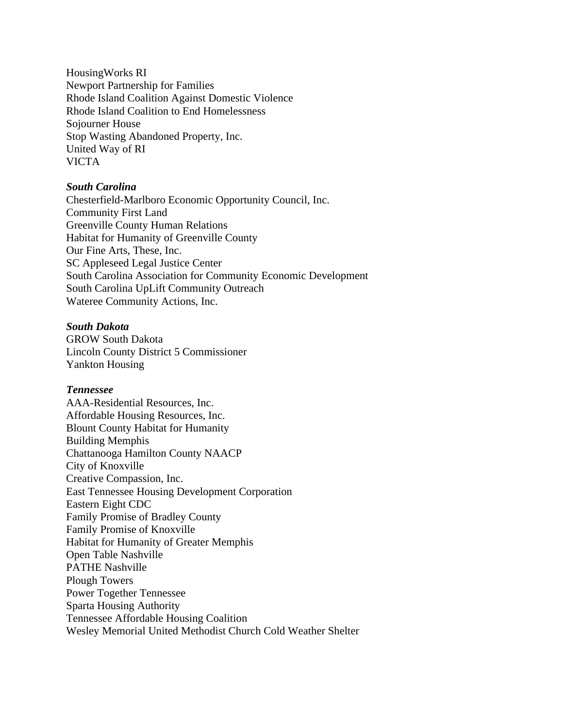HousingWorks RI
Newport Partnership for Families
Rhode Island Coalition Against Domestic Violence
Rhode Island Coalition to End Homelessness
Sojourner House
Stop Wasting Abandoned Property, Inc.
United Way of RI
VICTA

***South Carolina***
Chesterfield-Marlboro Economic Opportunity Council, Inc.
Community First Land
Greenville County Human Relations
Habitat for Humanity of Greenville County
Our Fine Arts, These, Inc.
SC Appleseed Legal Justice Center
South Carolina Association for Community Economic Development
South Carolina UpLift Community Outreach
Wateree Community Actions, Inc.

***South Dakota***
GROW South Dakota
Lincoln County District 5 Commissioner
Yankton Housing

***Tennessee***
AAA-Residential Resources, Inc.
Affordable Housing Resources, Inc.
Blount County Habitat for Humanity
Building Memphis
Chattanooga Hamilton County NAACP
City of Knoxville
Creative Compassion, Inc.
East Tennessee Housing Development Corporation
Eastern Eight CDC
Family Promise of Bradley County
Family Promise of Knoxville
Habitat for Humanity of Greater Memphis
Open Table Nashville
PATHE Nashville
Plough Towers
Power Together Tennessee
Sparta Housing Authority
Tennessee Affordable Housing Coalition
Wesley Memorial United Methodist Church Cold Weather Shelter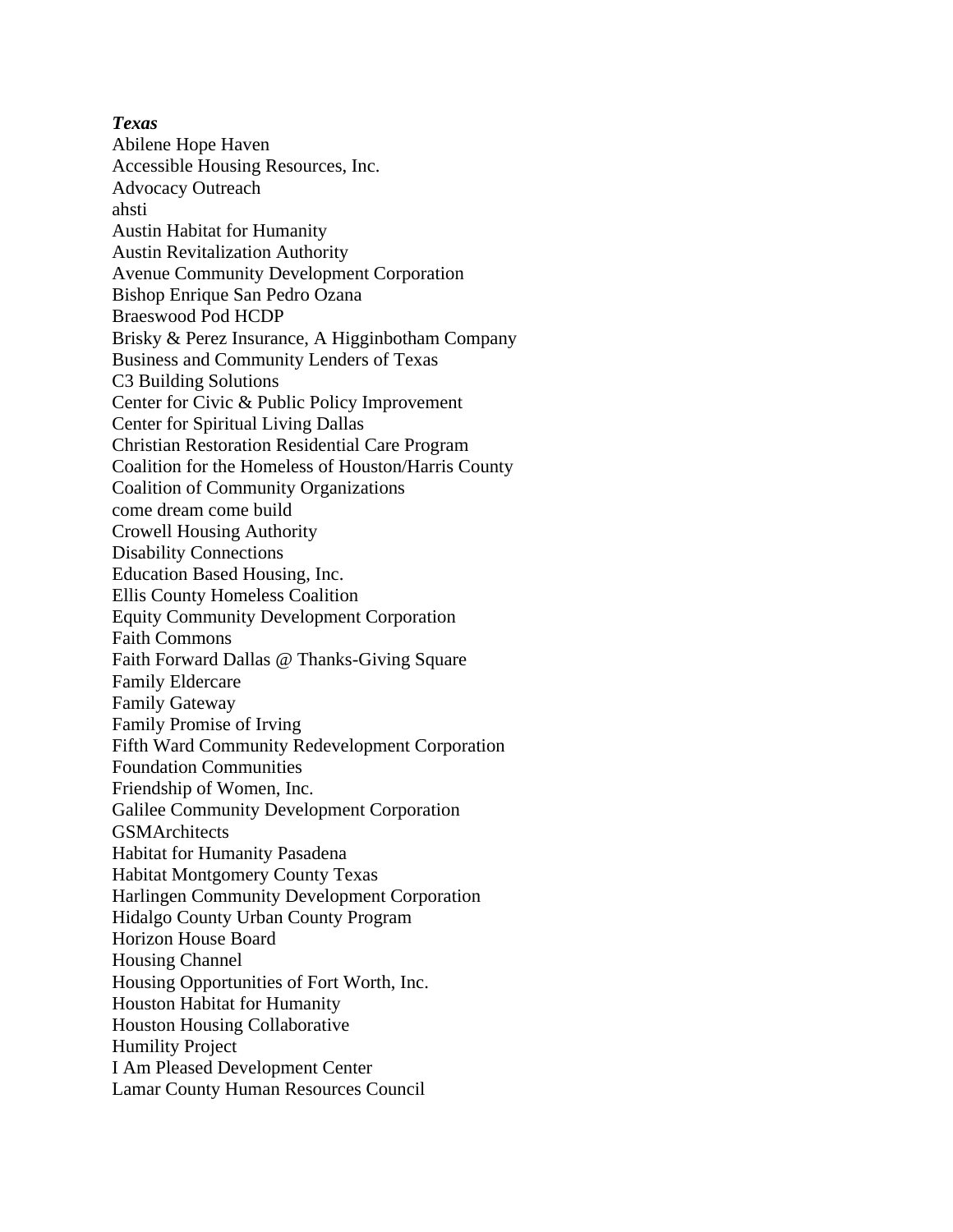***Texas***

Abilene Hope Haven
Accessible Housing Resources, Inc.
Advocacy Outreach
ahsti
Austin Habitat for Humanity
Austin Revitalization Authority
Avenue Community Development Corporation
Bishop Enrique San Pedro Ozana
Braeswood Pod HCDP
Brisky & Perez Insurance, A Higginbotham Company
Business and Community Lenders of Texas
C3 Building Solutions
Center for Civic & Public Policy Improvement
Center for Spiritual Living Dallas
Christian Restoration Residential Care Program
Coalition for the Homeless of Houston/Harris County
Coalition of Community Organizations
come dream come build
Crowell Housing Authority
Disability Connections
Education Based Housing, Inc.
Ellis County Homeless Coalition
Equity Community Development Corporation
Faith Commons
Faith Forward Dallas @ Thanks-Giving Square
Family Eldercare
Family Gateway
Family Promise of Irving
Fifth Ward Community Redevelopment Corporation
Foundation Communities
Friendship of Women, Inc.
Galilee Community Development Corporation
GSMArchitects
Habitat for Humanity Pasadena
Habitat Montgomery County Texas
Harlingen Community Development Corporation
Hidalgo County Urban County Program
Horizon House Board
Housing Channel
Housing Opportunities of Fort Worth, Inc.
Houston Habitat for Humanity
Houston Housing Collaborative
Humility Project
I Am Pleased Development Center
Lamar County Human Resources Council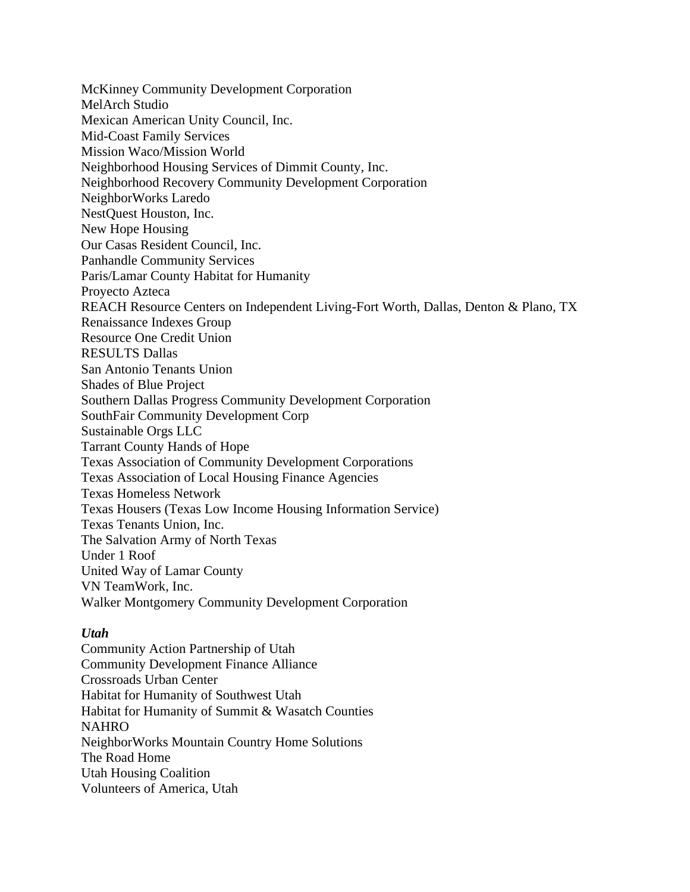McKinney Community Development Corporation
MelArch Studio
Mexican American Unity Council, Inc.
Mid-Coast Family Services
Mission Waco/Mission World
Neighborhood Housing Services of Dimmit County, Inc.
Neighborhood Recovery Community Development Corporation
NeighborWorks Laredo
NestQuest Houston, Inc.
New Hope Housing
Our Casas Resident Council, Inc.
Panhandle Community Services
Paris/Lamar County Habitat for Humanity
Proyecto Azteca
REACH Resource Centers on Independent Living-Fort Worth, Dallas, Denton & Plano, TX
Renaissance Indexes Group
Resource One Credit Union
RESULTS Dallas
San Antonio Tenants Union
Shades of Blue Project
Southern Dallas Progress Community Development Corporation
SouthFair Community Development Corp
Sustainable Orgs LLC
Tarrant County Hands of Hope
Texas Association of Community Development Corporations
Texas Association of Local Housing Finance Agencies
Texas Homeless Network
Texas Housers (Texas Low Income Housing Information Service)
Texas Tenants Union, Inc.
The Salvation Army of North Texas
Under 1 Roof
United Way of Lamar County
VN TeamWork, Inc.
Walker Montgomery Community Development Corporation

***Utah***

Community Action Partnership of Utah
Community Development Finance Alliance
Crossroads Urban Center
Habitat for Humanity of Southwest Utah
Habitat for Humanity of Summit & Wasatch Counties
NAHRO
NeighborWorks Mountain Country Home Solutions
The Road Home
Utah Housing Coalition
Volunteers of America, Utah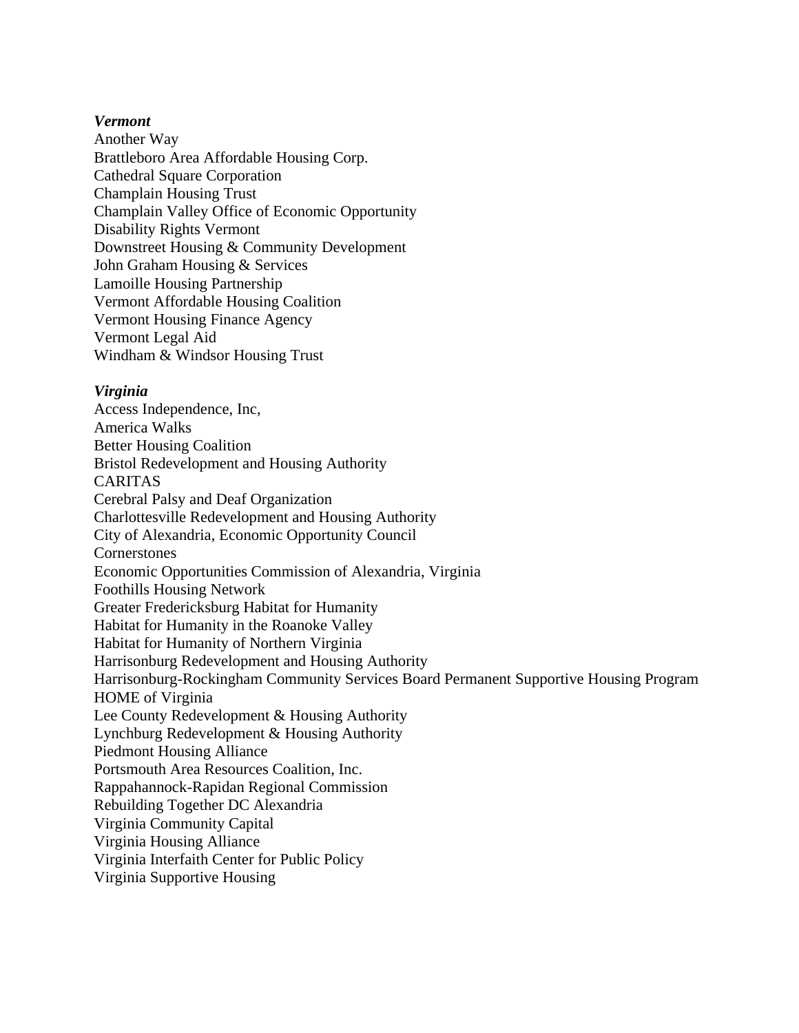***Vermont***

Another Way
Brattleboro Area Affordable Housing Corp.
Cathedral Square Corporation
Champlain Housing Trust
Champlain Valley Office of Economic Opportunity
Disability Rights Vermont
Downstreet Housing & Community Development
John Graham Housing & Services
Lamoille Housing Partnership
Vermont Affordable Housing Coalition
Vermont Housing Finance Agency
Vermont Legal Aid
Windham & Windsor Housing Trust

***Virginia***

Access Independence, Inc,
America Walks
Better Housing Coalition
Bristol Redevelopment and Housing Authority
CARITAS
Cerebral Palsy and Deaf Organization
Charlottesville Redevelopment and Housing Authority
City of Alexandria, Economic Opportunity Council
Cornerstones
Economic Opportunities Commission of Alexandria, Virginia
Foothills Housing Network
Greater Fredericksburg Habitat for Humanity
Habitat for Humanity in the Roanoke Valley
Habitat for Humanity of Northern Virginia
Harrisonburg Redevelopment and Housing Authority
Harrisonburg-Rockingham Community Services Board Permanent Supportive Housing Program
HOME of Virginia
Lee County Redevelopment & Housing Authority
Lynchburg Redevelopment & Housing Authority
Piedmont Housing Alliance
Portsmouth Area Resources Coalition, Inc.
Rappahannock-Rapidan Regional Commission
Rebuilding Together DC Alexandria
Virginia Community Capital
Virginia Housing Alliance
Virginia Interfaith Center for Public Policy
Virginia Supportive Housing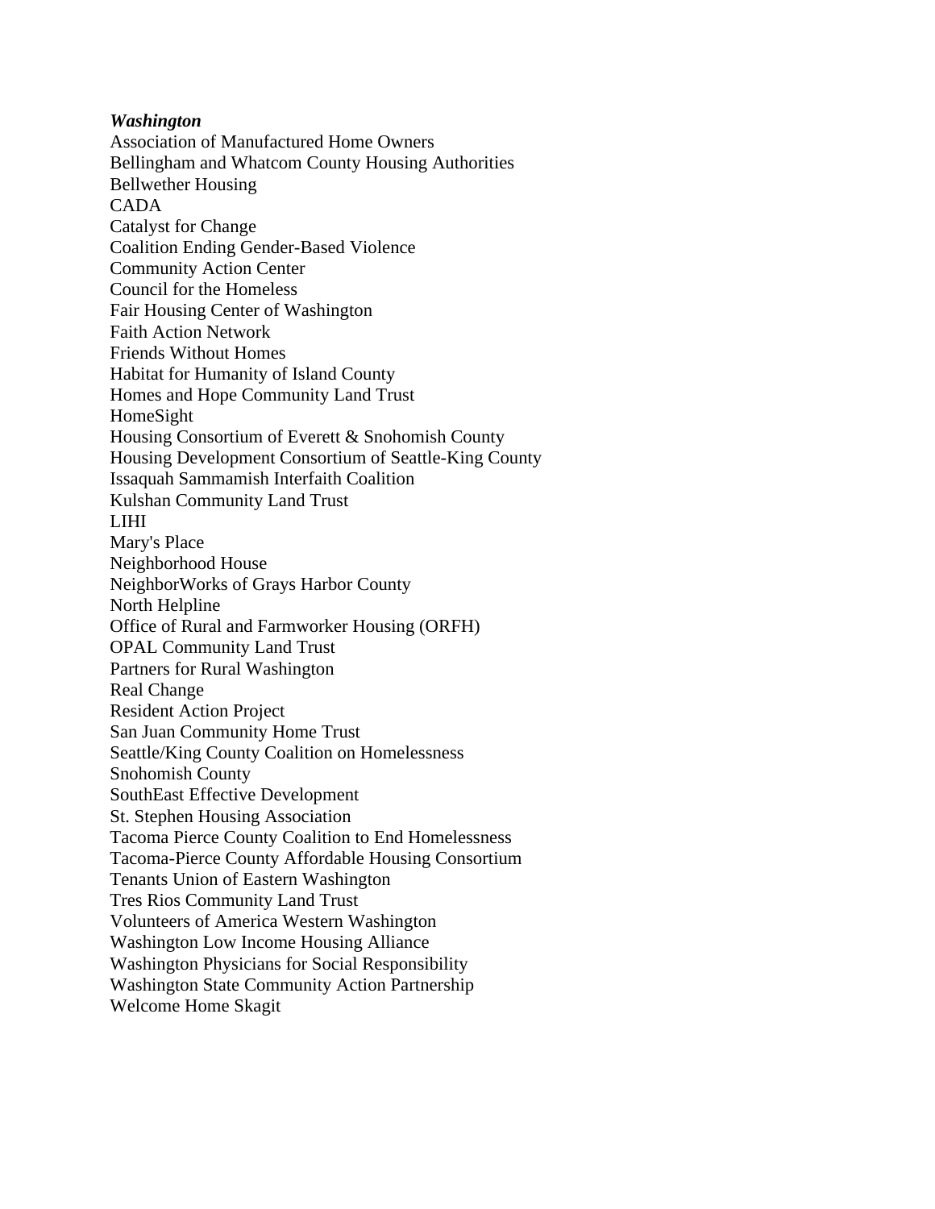***Washington***

Association of Manufactured Home Owners
Bellingham and Whatcom County Housing Authorities
Bellwether Housing
CADA
Catalyst for Change
Coalition Ending Gender-Based Violence
Community Action Center
Council for the Homeless
Fair Housing Center of Washington
Faith Action Network
Friends Without Homes
Habitat for Humanity of Island County
Homes and Hope Community Land Trust
HomeSight
Housing Consortium of Everett & Snohomish County
Housing Development Consortium of Seattle-King County
Issaquah Sammamish Interfaith Coalition
Kulshan Community Land Trust
LIHI
Mary's Place
Neighborhood House
NeighborWorks of Grays Harbor County
North Helpline
Office of Rural and Farmworker Housing (ORFH)
OPAL Community Land Trust
Partners for Rural Washington
Real Change
Resident Action Project
San Juan Community Home Trust
Seattle/King County Coalition on Homelessness
Snohomish County
SouthEast Effective Development
St. Stephen Housing Association
Tacoma Pierce County Coalition to End Homelessness
Tacoma-Pierce County Affordable Housing Consortium
Tenants Union of Eastern Washington
Tres Rios Community Land Trust
Volunteers of America Western Washington
Washington Low Income Housing Alliance
Washington Physicians for Social Responsibility
Washington State Community Action Partnership
Welcome Home Skagit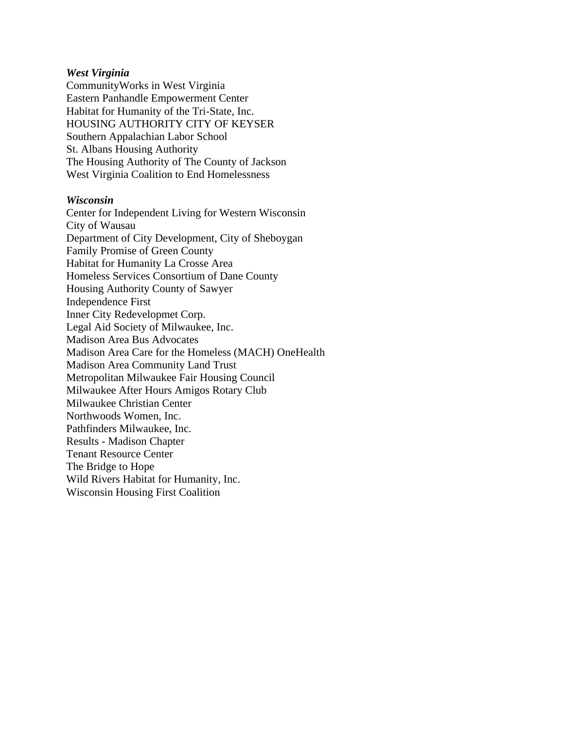***West Virginia***

CommunityWorks in West Virginia
Eastern Panhandle Empowerment Center
Habitat for Humanity of the Tri-State, Inc.
HOUSING AUTHORITY CITY OF KEYSER
Southern Appalachian Labor School
St. Albans Housing Authority
The Housing Authority of The County of Jackson
West Virginia Coalition to End Homelessness

***Wisconsin***

Center for Independent Living for Western Wisconsin
City of Wausau
Department of City Development, City of Sheboygan
Family Promise of Green County
Habitat for Humanity La Crosse Area
Homeless Services Consortium of Dane County
Housing Authority County of Sawyer
Independence First
Inner City Redevelopmet Corp.
Legal Aid Society of Milwaukee, Inc.
Madison Area Bus Advocates
Madison Area Care for the Homeless (MACH) OneHealth
Madison Area Community Land Trust
Metropolitan Milwaukee Fair Housing Council
Milwaukee After Hours Amigos Rotary Club
Milwaukee Christian Center
Northwoods Women, Inc.
Pathfinders Milwaukee, Inc.
Results - Madison Chapter
Tenant Resource Center
The Bridge to Hope
Wild Rivers Habitat for Humanity, Inc.
Wisconsin Housing First Coalition